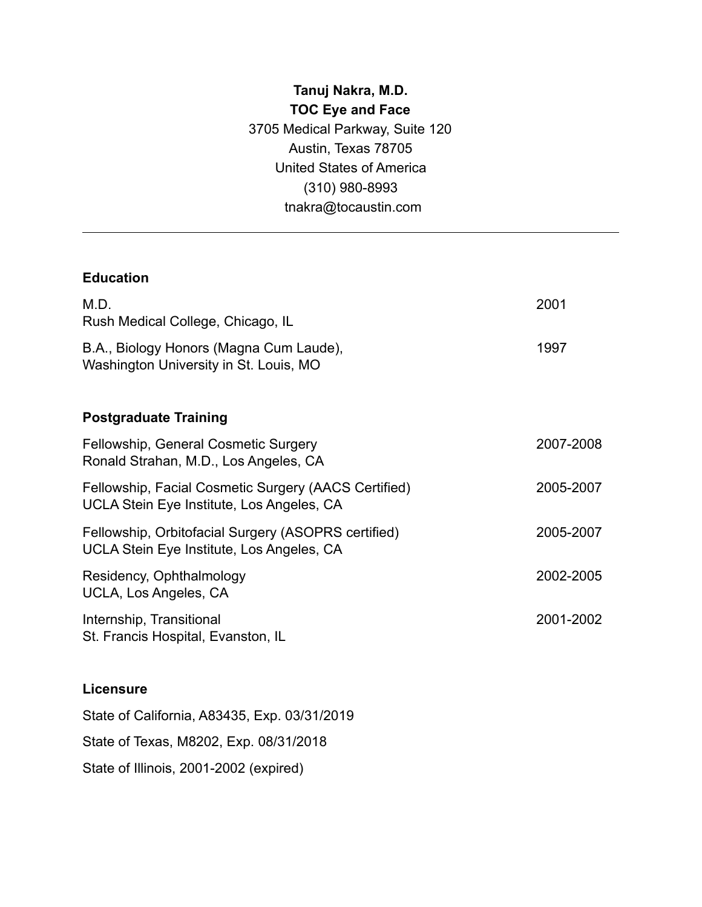**Tanuj Nakra, M.D.**
**TOC Eye and Face**
3705 Medical Parkway, Suite 120
Austin, Texas 78705
United States of America
(310) 980-8993
tnakra@tocaustin.com

---

## Education

M.D. — 2001
Rush Medical College, Chicago, IL

B.A., Biology Honors (Magna Cum Laude), — 1997
Washington University in St. Louis, MO

## Postgraduate Training

Fellowship, General Cosmetic Surgery — 2007-2008
Ronald Strahan, M.D., Los Angeles, CA

Fellowship, Facial Cosmetic Surgery (AACS Certified) — 2005-2007
UCLA Stein Eye Institute, Los Angeles, CA

Fellowship, Orbitofacial Surgery (ASOPRS certified) — 2005-2007
UCLA Stein Eye Institute, Los Angeles, CA

Residency, Ophthalmology — 2002-2005
UCLA, Los Angeles, CA

Internship, Transitional — 2001-2002
St. Francis Hospital, Evanston, IL

## Licensure

State of California, A83435, Exp. 03/31/2019

State of Texas, M8202, Exp. 08/31/2018

State of Illinois, 2001-2002 (expired)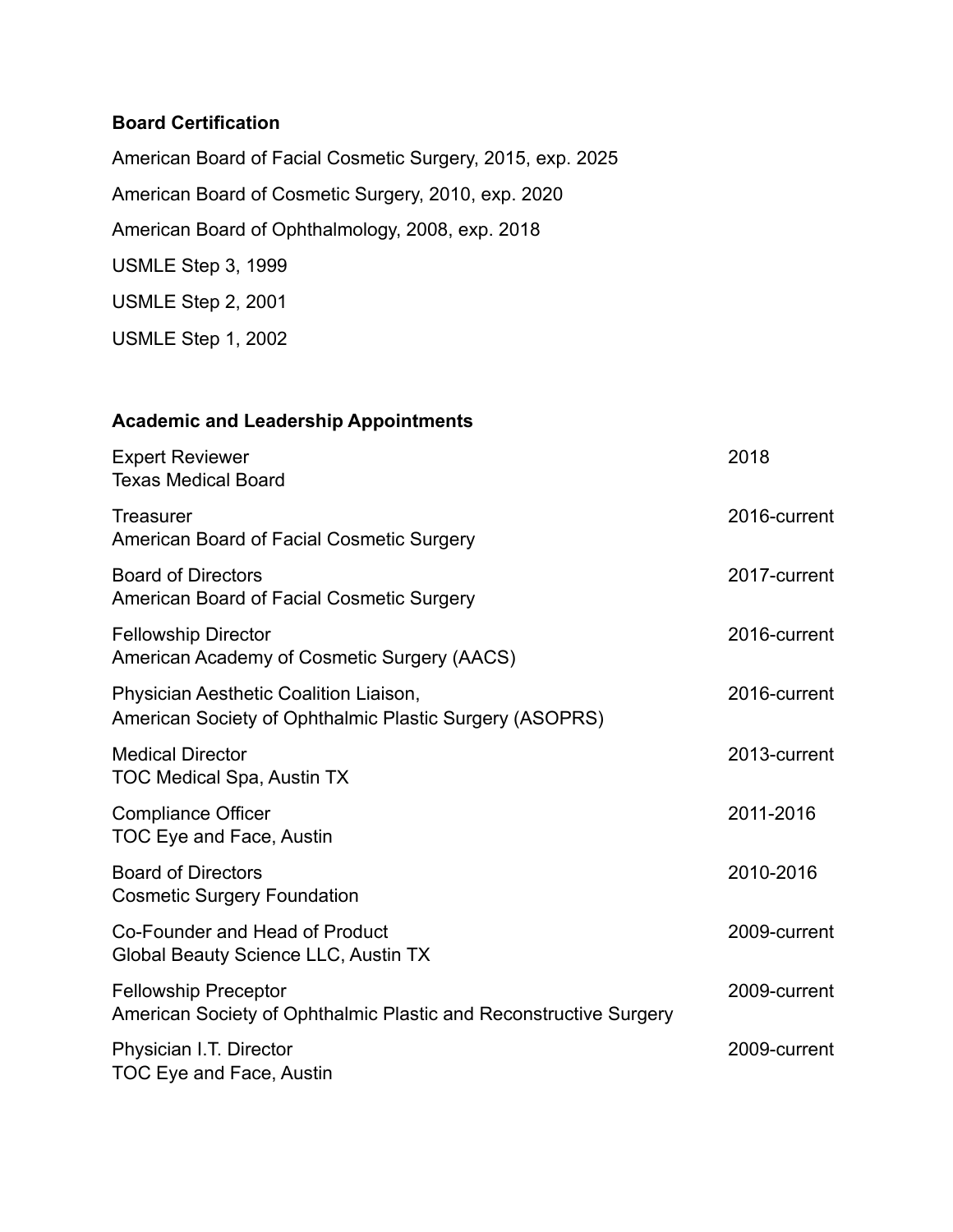**Board Certification**

American Board of Facial Cosmetic Surgery, 2015, exp. 2025

American Board of Cosmetic Surgery, 2010, exp. 2020

American Board of Ophthalmology, 2008, exp. 2018

USMLE Step 3, 1999

USMLE Step 2, 2001

USMLE Step 1, 2002

**Academic and Leadership Appointments**

| | |
|---|---|
| Expert Reviewer<br>Texas Medical Board | 2018 |
| Treasurer<br>American Board of Facial Cosmetic Surgery | 2016-current |
| Board of Directors<br>American Board of Facial Cosmetic Surgery | 2017-current |
| Fellowship Director<br>American Academy of Cosmetic Surgery (AACS) | 2016-current |
| Physician Aesthetic Coalition Liaison,<br>American Society of Ophthalmic Plastic Surgery (ASOPRS) | 2016-current |
| Medical Director<br>TOC Medical Spa, Austin TX | 2013-current |
| Compliance Officer<br>TOC Eye and Face, Austin | 2011-2016 |
| Board of Directors<br>Cosmetic Surgery Foundation | 2010-2016 |
| Co-Founder and Head of Product<br>Global Beauty Science LLC, Austin TX | 2009-current |
| Fellowship Preceptor<br>American Society of Ophthalmic Plastic and Reconstructive Surgery | 2009-current |
| Physician I.T. Director<br>TOC Eye and Face, Austin | 2009-current |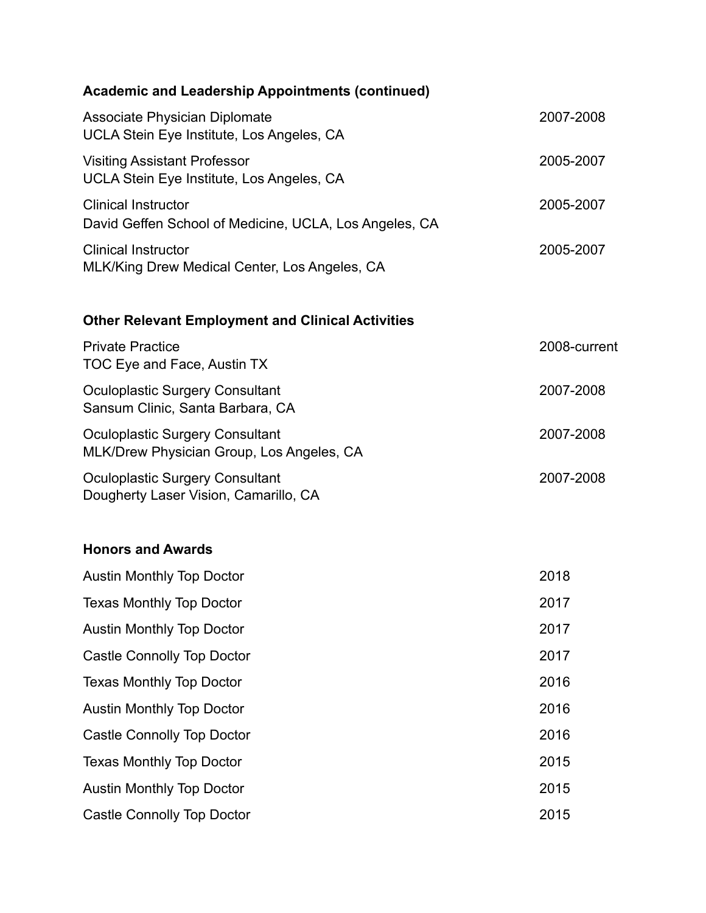## Academic and Leadership Appointments (continued)

| | |
|---|---|
| Associate Physician Diplomate<br>UCLA Stein Eye Institute, Los Angeles, CA | 2007-2008 |
| Visiting Assistant Professor<br>UCLA Stein Eye Institute, Los Angeles, CA | 2005-2007 |
| Clinical Instructor<br>David Geffen School of Medicine, UCLA, Los Angeles, CA | 2005-2007 |
| Clinical Instructor<br>MLK/King Drew Medical Center, Los Angeles, CA | 2005-2007 |

## Other Relevant Employment and Clinical Activities

| | |
|---|---|
| Private Practice<br>TOC Eye and Face, Austin TX | 2008-current |
| Oculoplastic Surgery Consultant<br>Sansum Clinic, Santa Barbara, CA | 2007-2008 |
| Oculoplastic Surgery Consultant<br>MLK/Drew Physician Group, Los Angeles, CA | 2007-2008 |
| Oculoplastic Surgery Consultant<br>Dougherty Laser Vision, Camarillo, CA | 2007-2008 |

## Honors and Awards

| | |
|---|---|
| Austin Monthly Top Doctor | 2018 |
| Texas Monthly Top Doctor | 2017 |
| Austin Monthly Top Doctor | 2017 |
| Castle Connolly Top Doctor | 2017 |
| Texas Monthly Top Doctor | 2016 |
| Austin Monthly Top Doctor | 2016 |
| Castle Connolly Top Doctor | 2016 |
| Texas Monthly Top Doctor | 2015 |
| Austin Monthly Top Doctor | 2015 |
| Castle Connolly Top Doctor | 2015 |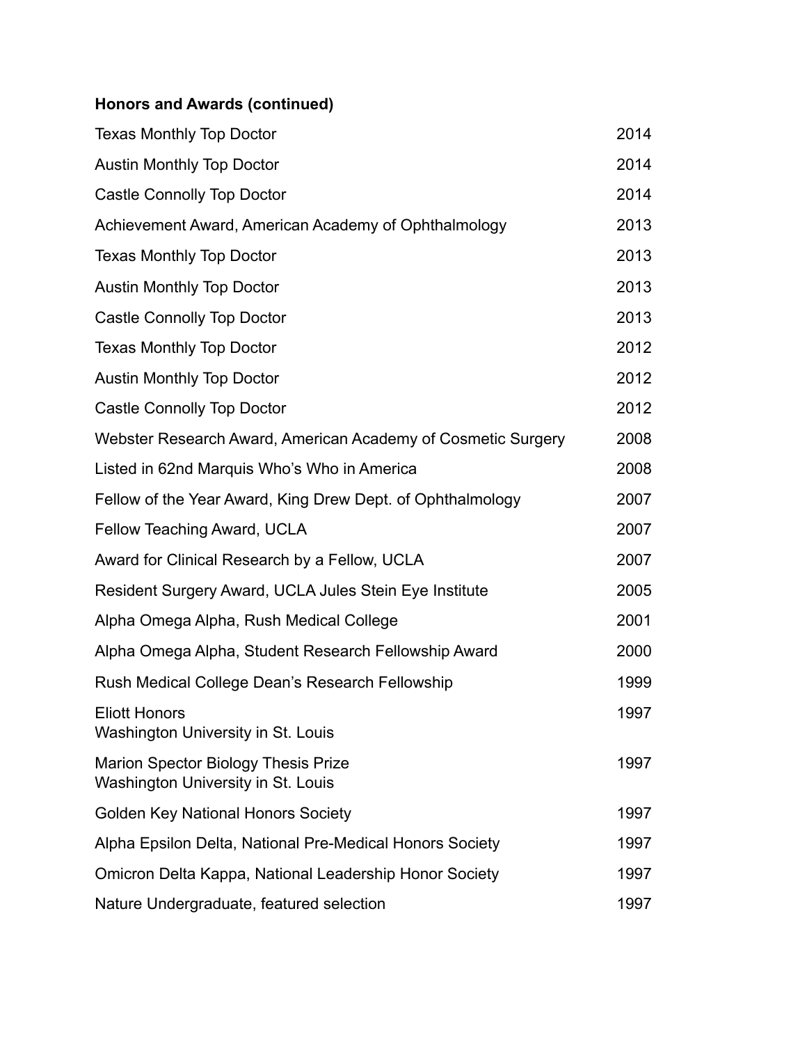**Honors and Awards (continued)**

| | |
|---|---|
| Texas Monthly Top Doctor | 2014 |
| Austin Monthly Top Doctor | 2014 |
| Castle Connolly Top Doctor | 2014 |
| Achievement Award, American Academy of Ophthalmology | 2013 |
| Texas Monthly Top Doctor | 2013 |
| Austin Monthly Top Doctor | 2013 |
| Castle Connolly Top Doctor | 2013 |
| Texas Monthly Top Doctor | 2012 |
| Austin Monthly Top Doctor | 2012 |
| Castle Connolly Top Doctor | 2012 |
| Webster Research Award, American Academy of Cosmetic Surgery | 2008 |
| Listed in 62nd Marquis Who's Who in America | 2008 |
| Fellow of the Year Award, King Drew Dept. of Ophthalmology | 2007 |
| Fellow Teaching Award, UCLA | 2007 |
| Award for Clinical Research by a Fellow, UCLA | 2007 |
| Resident Surgery Award, UCLA Jules Stein Eye Institute | 2005 |
| Alpha Omega Alpha, Rush Medical College | 2001 |
| Alpha Omega Alpha, Student Research Fellowship Award | 2000 |
| Rush Medical College Dean's Research Fellowship | 1999 |
| Eliott Honors<br>Washington University in St. Louis | 1997 |
| Marion Spector Biology Thesis Prize<br>Washington University in St. Louis | 1997 |
| Golden Key National Honors Society | 1997 |
| Alpha Epsilon Delta, National Pre-Medical Honors Society | 1997 |
| Omicron Delta Kappa, National Leadership Honor Society | 1997 |
| Nature Undergraduate, featured selection | 1997 |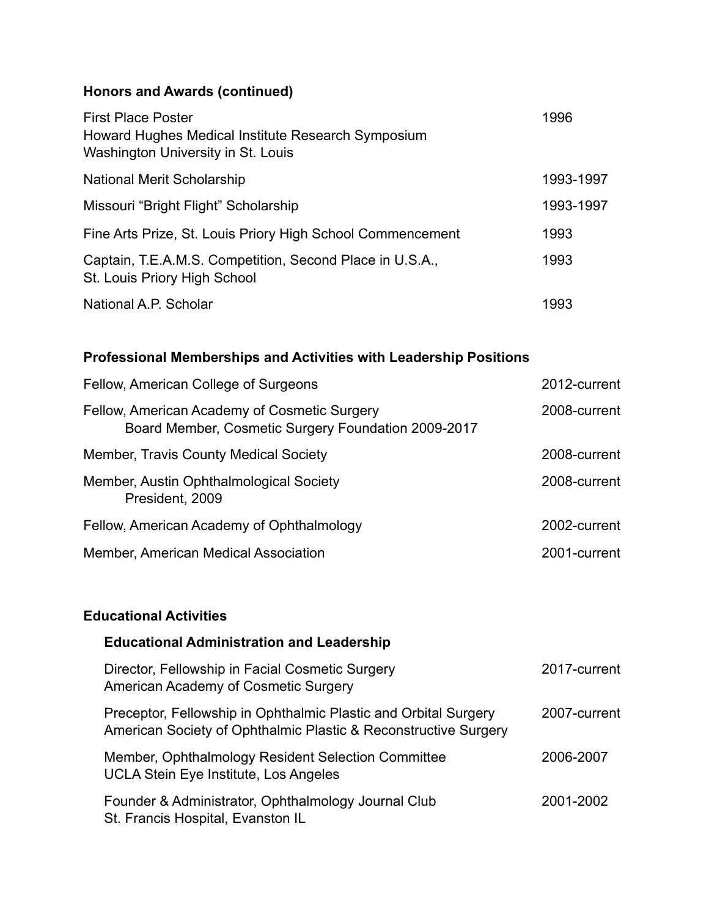**Honors and Awards (continued)**

| | |
|---|---|
| First Place Poster<br>Howard Hughes Medical Institute Research Symposium<br>Washington University in St. Louis | 1996 |
| National Merit Scholarship | 1993-1997 |
| Missouri “Bright Flight” Scholarship | 1993-1997 |
| Fine Arts Prize, St. Louis Priory High School Commencement | 1993 |
| Captain, T.E.A.M.S. Competition, Second Place in U.S.A.,<br>St. Louis Priory High School | 1993 |
| National A.P. Scholar | 1993 |

**Professional Memberships and Activities with Leadership Positions**

| | |
|---|---|
| Fellow, American College of Surgeons | 2012-current |
| Fellow, American Academy of Cosmetic Surgery<br>Board Member, Cosmetic Surgery Foundation 2009-2017 | 2008-current |
| Member, Travis County Medical Society | 2008-current |
| Member, Austin Ophthalmological Society<br>President, 2009 | 2008-current |
| Fellow, American Academy of Ophthalmology | 2002-current |
| Member, American Medical Association | 2001-current |

**Educational Activities**

**Educational Administration and Leadership**

| | |
|---|---|
| Director, Fellowship in Facial Cosmetic Surgery<br>American Academy of Cosmetic Surgery | 2017-current |
| Preceptor, Fellowship in Ophthalmic Plastic and Orbital Surgery<br>American Society of Ophthalmic Plastic & Reconstructive Surgery | 2007-current |
| Member, Ophthalmology Resident Selection Committee<br>UCLA Stein Eye Institute, Los Angeles | 2006-2007 |
| Founder & Administrator, Ophthalmology Journal Club<br>St. Francis Hospital, Evanston IL | 2001-2002 |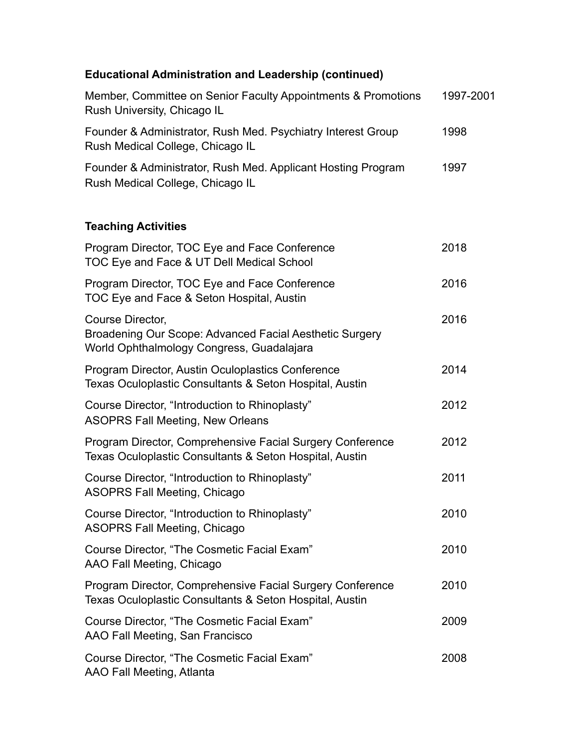### Educational Administration and Leadership (continued)

Member, Committee on Senior Faculty Appointments & Promotions — 1997-2001
Rush University, Chicago IL

Founder & Administrator, Rush Med. Psychiatry Interest Group — 1998
Rush Medical College, Chicago IL

Founder & Administrator, Rush Med. Applicant Hosting Program — 1997
Rush Medical College, Chicago IL

### Teaching Activities

Program Director, TOC Eye and Face Conference — 2018
TOC Eye and Face & UT Dell Medical School

Program Director, TOC Eye and Face Conference — 2016
TOC Eye and Face & Seton Hospital, Austin

Course Director, — 2016
Broadening Our Scope: Advanced Facial Aesthetic Surgery
World Ophthalmology Congress, Guadalajara

Program Director, Austin Oculoplastics Conference — 2014
Texas Oculoplastic Consultants & Seton Hospital, Austin

Course Director, "Introduction to Rhinoplasty" — 2012
ASOPRS Fall Meeting, New Orleans

Program Director, Comprehensive Facial Surgery Conference — 2012
Texas Oculoplastic Consultants & Seton Hospital, Austin

Course Director, "Introduction to Rhinoplasty" — 2011
ASOPRS Fall Meeting, Chicago

Course Director, "Introduction to Rhinoplasty" — 2010
ASOPRS Fall Meeting, Chicago

Course Director, "The Cosmetic Facial Exam" — 2010
AAO Fall Meeting, Chicago

Program Director, Comprehensive Facial Surgery Conference — 2010
Texas Oculoplastic Consultants & Seton Hospital, Austin

Course Director, "The Cosmetic Facial Exam" — 2009
AAO Fall Meeting, San Francisco

Course Director, "The Cosmetic Facial Exam" — 2008
AAO Fall Meeting, Atlanta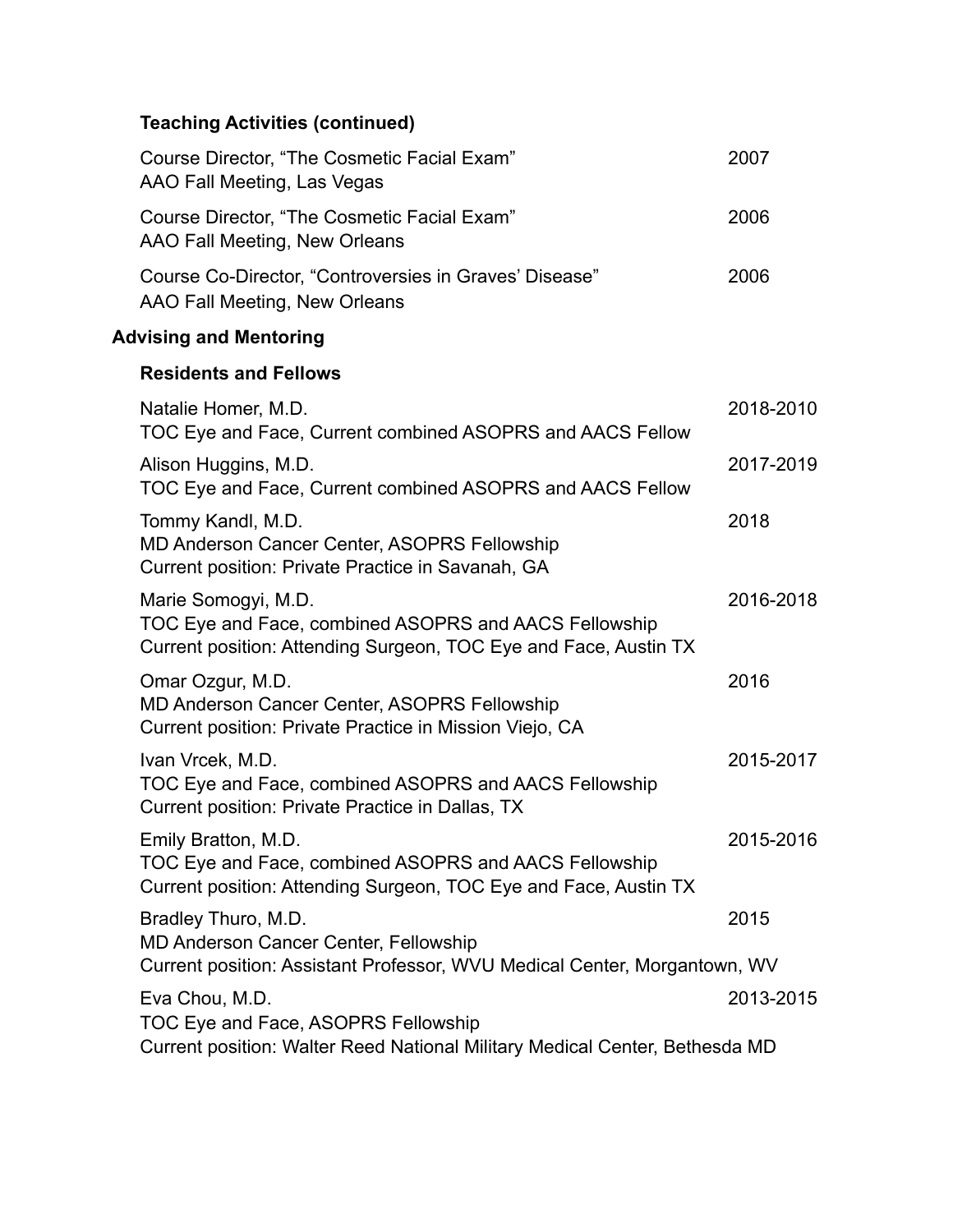### Teaching Activities (continued)

Course Director, “The Cosmetic Facial Exam” 2007
AAO Fall Meeting, Las Vegas

Course Director, “The Cosmetic Facial Exam” 2006
AAO Fall Meeting, New Orleans

Course Co-Director, “Controversies in Graves’ Disease” 2006
AAO Fall Meeting, New Orleans

## Advising and Mentoring

### Residents and Fellows

Natalie Homer, M.D. 2018-2010
TOC Eye and Face, Current combined ASOPRS and AACS Fellow

Alison Huggins, M.D. 2017-2019
TOC Eye and Face, Current combined ASOPRS and AACS Fellow

Tommy Kandl, M.D. 2018
MD Anderson Cancer Center, ASOPRS Fellowship
Current position: Private Practice in Savanah, GA

Marie Somogyi, M.D. 2016-2018
TOC Eye and Face, combined ASOPRS and AACS Fellowship
Current position: Attending Surgeon, TOC Eye and Face, Austin TX

Omar Ozgur, M.D. 2016
MD Anderson Cancer Center, ASOPRS Fellowship
Current position: Private Practice in Mission Viejo, CA

Ivan Vrcek, M.D. 2015-2017
TOC Eye and Face, combined ASOPRS and AACS Fellowship
Current position: Private Practice in Dallas, TX

Emily Bratton, M.D. 2015-2016
TOC Eye and Face, combined ASOPRS and AACS Fellowship
Current position: Attending Surgeon, TOC Eye and Face, Austin TX

Bradley Thuro, M.D. 2015
MD Anderson Cancer Center, Fellowship
Current position: Assistant Professor, WVU Medical Center, Morgantown, WV

Eva Chou, M.D. 2013-2015
TOC Eye and Face, ASOPRS Fellowship
Current position: Walter Reed National Military Medical Center, Bethesda MD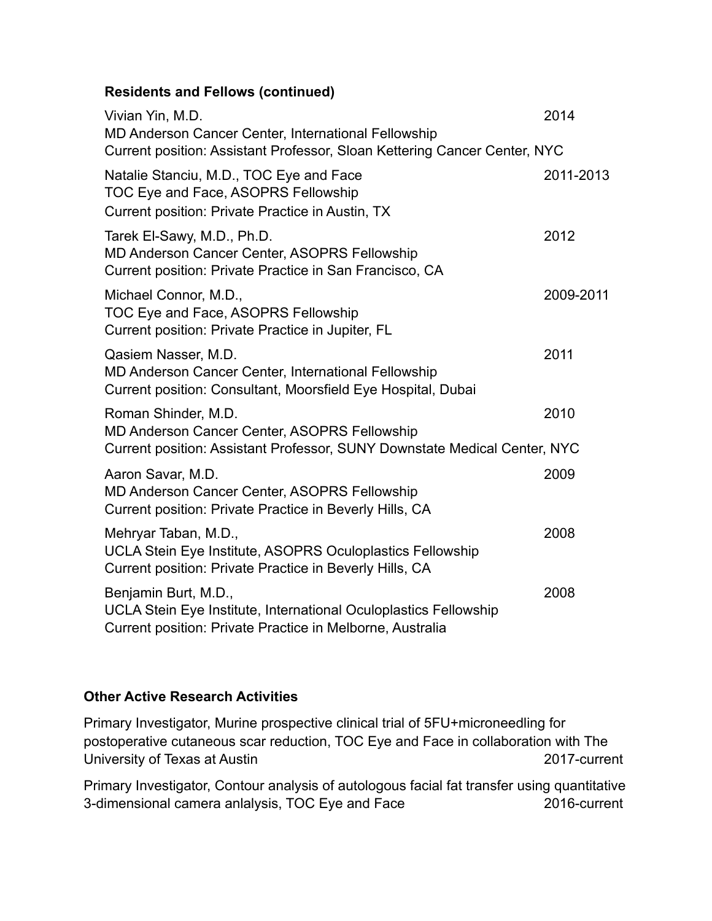### Residents and Fellows (continued)

Vivian Yin, M.D. — 2014
MD Anderson Cancer Center, International Fellowship
Current position: Assistant Professor, Sloan Kettering Cancer Center, NYC

Natalie Stanciu, M.D., TOC Eye and Face — 2011-2013
TOC Eye and Face, ASOPRS Fellowship
Current position: Private Practice in Austin, TX

Tarek El-Sawy, M.D., Ph.D. — 2012
MD Anderson Cancer Center, ASOPRS Fellowship
Current position: Private Practice in San Francisco, CA

Michael Connor, M.D., — 2009-2011
TOC Eye and Face, ASOPRS Fellowship
Current position: Private Practice in Jupiter, FL

Qasiem Nasser, M.D. — 2011
MD Anderson Cancer Center, International Fellowship
Current position: Consultant, Moorsfield Eye Hospital, Dubai

Roman Shinder, M.D. — 2010
MD Anderson Cancer Center, ASOPRS Fellowship
Current position: Assistant Professor, SUNY Downstate Medical Center, NYC

Aaron Savar, M.D. — 2009
MD Anderson Cancer Center, ASOPRS Fellowship
Current position: Private Practice in Beverly Hills, CA

Mehryar Taban, M.D., — 2008
UCLA Stein Eye Institute, ASOPRS Oculoplastics Fellowship
Current position: Private Practice in Beverly Hills, CA

Benjamin Burt, M.D., — 2008
UCLA Stein Eye Institute, International Oculoplastics Fellowship
Current position: Private Practice in Melborne, Australia

### Other Active Research Activities

Primary Investigator, Murine prospective clinical trial of 5FU+microneedling for postoperative cutaneous scar reduction, TOC Eye and Face in collaboration with The University of Texas at Austin — 2017-current

Primary Investigator, Contour analysis of autologous facial fat transfer using quantitative 3-dimensional camera anlalysis, TOC Eye and Face — 2016-current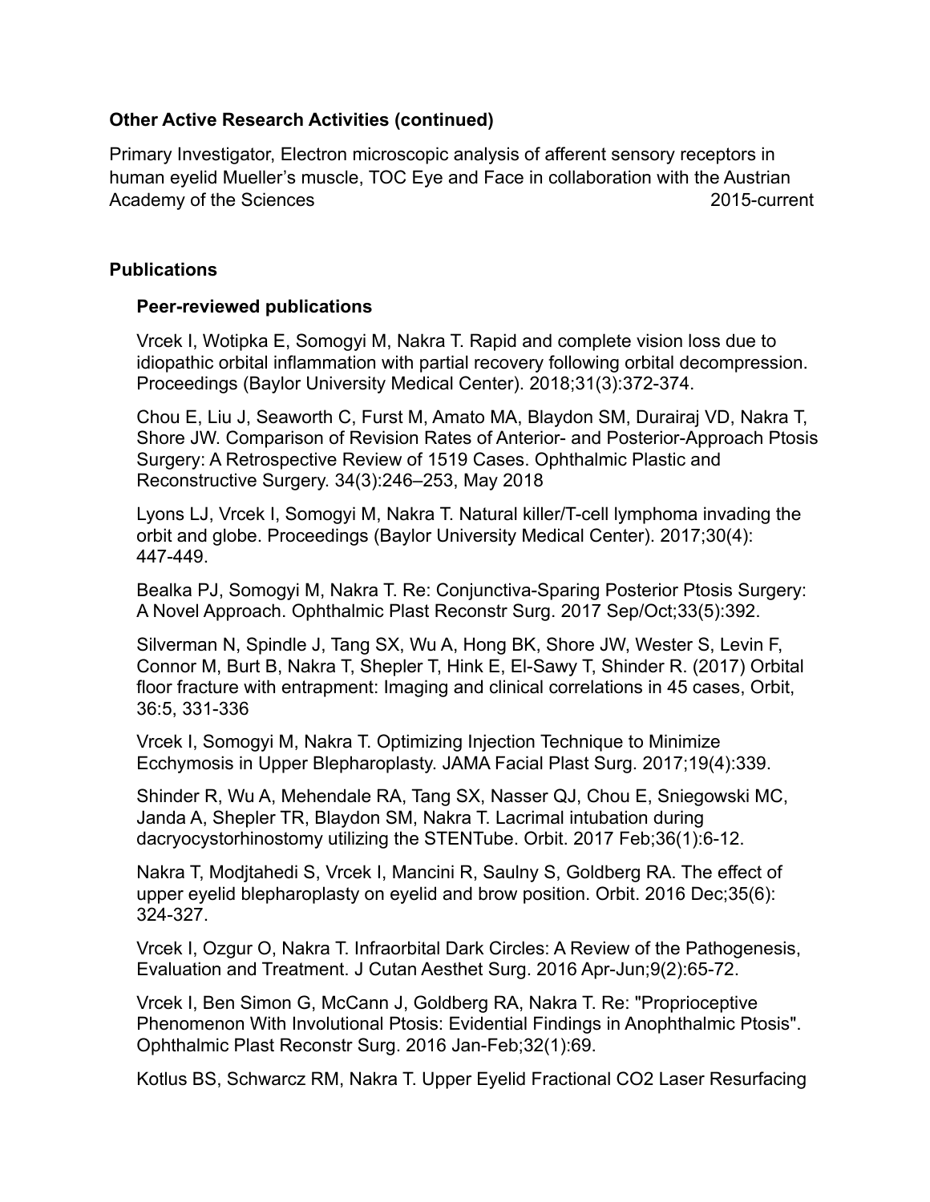**Other Active Research Activities (continued)**

Primary Investigator, Electron microscopic analysis of afferent sensory receptors in human eyelid Mueller's muscle, TOC Eye and Face in collaboration with the Austrian Academy of the Sciences 2015-current

## Publications

### Peer-reviewed publications

Vrcek I, Wotipka E, Somogyi M, Nakra T. Rapid and complete vision loss due to idiopathic orbital inflammation with partial recovery following orbital decompression. Proceedings (Baylor University Medical Center). 2018;31(3):372-374.

Chou E, Liu J, Seaworth C, Furst M, Amato MA, Blaydon SM, Durairaj VD, Nakra T, Shore JW. Comparison of Revision Rates of Anterior- and Posterior-Approach Ptosis Surgery: A Retrospective Review of 1519 Cases. Ophthalmic Plastic and Reconstructive Surgery. 34(3):246–253, May 2018

Lyons LJ, Vrcek I, Somogyi M, Nakra T. Natural killer/T-cell lymphoma invading the orbit and globe. Proceedings (Baylor University Medical Center). 2017;30(4): 447-449.

Bealka PJ, Somogyi M, Nakra T. Re: Conjunctiva-Sparing Posterior Ptosis Surgery: A Novel Approach. Ophthalmic Plast Reconstr Surg. 2017 Sep/Oct;33(5):392.

Silverman N, Spindle J, Tang SX, Wu A, Hong BK, Shore JW, Wester S, Levin F, Connor M, Burt B, Nakra T, Shepler T, Hink E, El-Sawy T, Shinder R. (2017) Orbital floor fracture with entrapment: Imaging and clinical correlations in 45 cases, Orbit, 36:5, 331-336

Vrcek I, Somogyi M, Nakra T. Optimizing Injection Technique to Minimize Ecchymosis in Upper Blepharoplasty. JAMA Facial Plast Surg. 2017;19(4):339.

Shinder R, Wu A, Mehendale RA, Tang SX, Nasser QJ, Chou E, Sniegowski MC, Janda A, Shepler TR, Blaydon SM, Nakra T. Lacrimal intubation during dacryocystorhinostomy utilizing the STENTube. Orbit. 2017 Feb;36(1):6-12.

Nakra T, Modjtahedi S, Vrcek I, Mancini R, Saulny S, Goldberg RA. The effect of upper eyelid blepharoplasty on eyelid and brow position. Orbit. 2016 Dec;35(6): 324-327.

Vrcek I, Ozgur O, Nakra T. Infraorbital Dark Circles: A Review of the Pathogenesis, Evaluation and Treatment. J Cutan Aesthet Surg. 2016 Apr-Jun;9(2):65-72.

Vrcek I, Ben Simon G, McCann J, Goldberg RA, Nakra T. Re: "Proprioceptive Phenomenon With Involutional Ptosis: Evidential Findings in Anophthalmic Ptosis". Ophthalmic Plast Reconstr Surg. 2016 Jan-Feb;32(1):69.

Kotlus BS, Schwarcz RM, Nakra T. Upper Eyelid Fractional $CO_2$ Laser Resurfacing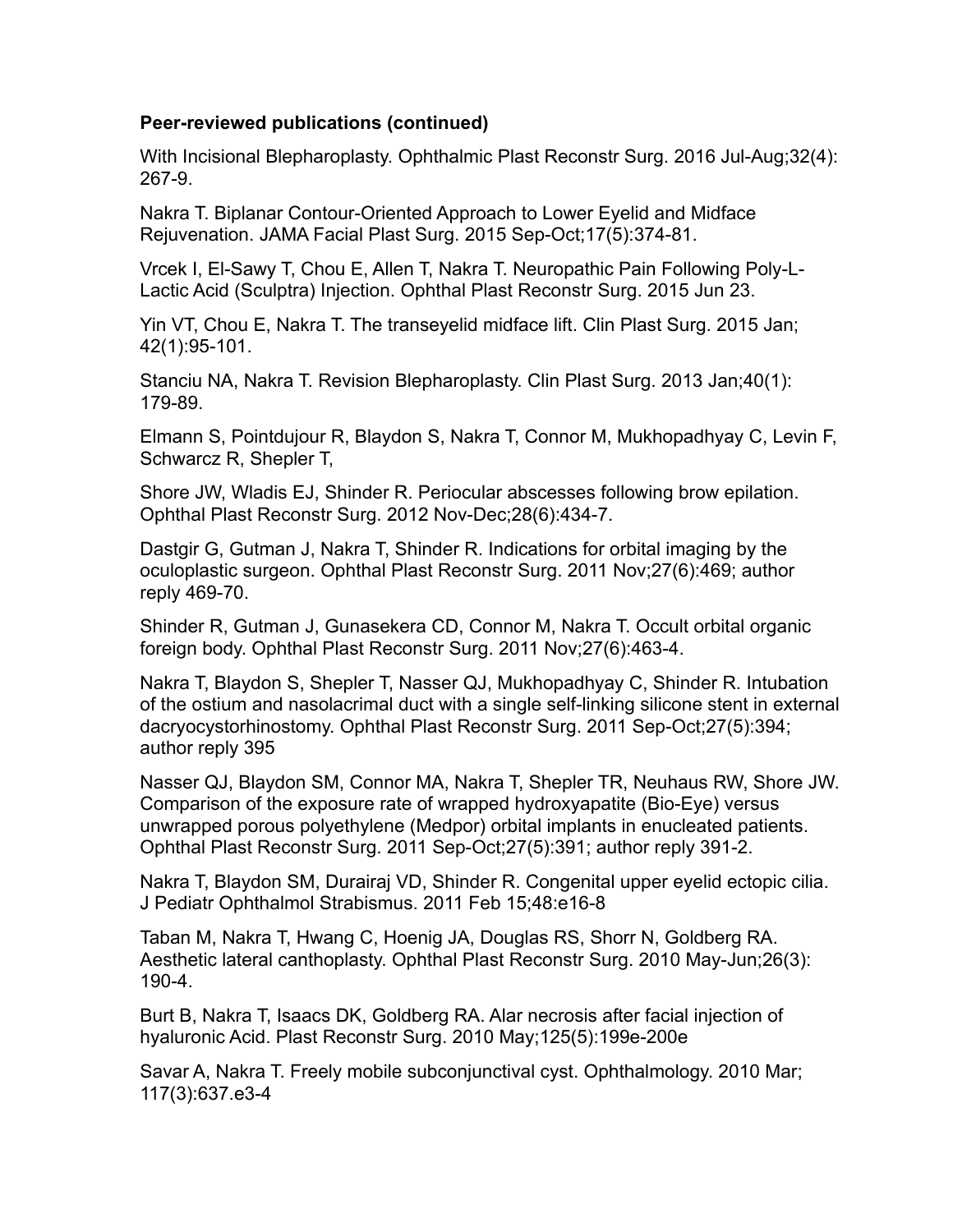**Peer-reviewed publications (continued)**

With Incisional Blepharoplasty. Ophthalmic Plast Reconstr Surg. 2016 Jul-Aug;32(4): 267-9.

Nakra T. Biplanar Contour-Oriented Approach to Lower Eyelid and Midface Rejuvenation. JAMA Facial Plast Surg. 2015 Sep-Oct;17(5):374-81.

Vrcek I, El-Sawy T, Chou E, Allen T, Nakra T. Neuropathic Pain Following Poly-L-Lactic Acid (Sculptra) Injection. Ophthal Plast Reconstr Surg. 2015 Jun 23.

Yin VT, Chou E, Nakra T. The transeyelid midface lift. Clin Plast Surg. 2015 Jan; 42(1):95-101.

Stanciu NA, Nakra T. Revision Blepharoplasty. Clin Plast Surg. 2013 Jan;40(1): 179-89.

Elmann S, Pointdujour R, Blaydon S, Nakra T, Connor M, Mukhopadhyay C, Levin F, Schwarcz R, Shepler T,

Shore JW, Wladis EJ, Shinder R. Periocular abscesses following brow epilation. Ophthal Plast Reconstr Surg. 2012 Nov-Dec;28(6):434-7.

Dastgir G, Gutman J, Nakra T, Shinder R. Indications for orbital imaging by the oculoplastic surgeon. Ophthal Plast Reconstr Surg. 2011 Nov;27(6):469; author reply 469-70.

Shinder R, Gutman J, Gunasekera CD, Connor M, Nakra T. Occult orbital organic foreign body. Ophthal Plast Reconstr Surg. 2011 Nov;27(6):463-4.

Nakra T, Blaydon S, Shepler T, Nasser QJ, Mukhopadhyay C, Shinder R. Intubation of the ostium and nasolacrimal duct with a single self-linking silicone stent in external dacryocystorhinostomy. Ophthal Plast Reconstr Surg. 2011 Sep-Oct;27(5):394; author reply 395

Nasser QJ, Blaydon SM, Connor MA, Nakra T, Shepler TR, Neuhaus RW, Shore JW. Comparison of the exposure rate of wrapped hydroxyapatite (Bio-Eye) versus unwrapped porous polyethylene (Medpor) orbital implants in enucleated patients. Ophthal Plast Reconstr Surg. 2011 Sep-Oct;27(5):391; author reply 391-2.

Nakra T, Blaydon SM, Durairaj VD, Shinder R. Congenital upper eyelid ectopic cilia. J Pediatr Ophthalmol Strabismus. 2011 Feb 15;48:e16-8

Taban M, Nakra T, Hwang C, Hoenig JA, Douglas RS, Shorr N, Goldberg RA. Aesthetic lateral canthoplasty. Ophthal Plast Reconstr Surg. 2010 May-Jun;26(3): 190-4.

Burt B, Nakra T, Isaacs DK, Goldberg RA. Alar necrosis after facial injection of hyaluronic Acid. Plast Reconstr Surg. 2010 May;125(5):199e-200e

Savar A, Nakra T. Freely mobile subconjunctival cyst. Ophthalmology. 2010 Mar; 117(3):637.e3-4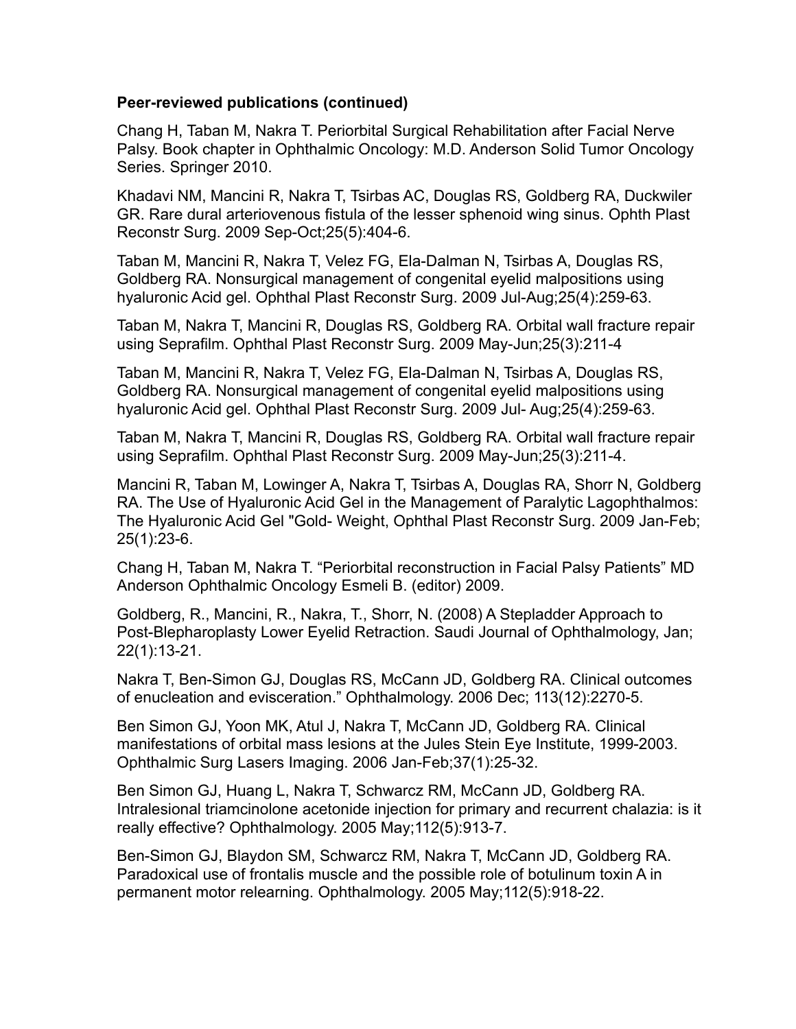**Peer-reviewed publications (continued)**

Chang H, Taban M, Nakra T. Periorbital Surgical Rehabilitation after Facial Nerve Palsy. Book chapter in Ophthalmic Oncology: M.D. Anderson Solid Tumor Oncology Series. Springer 2010.

Khadavi NM, Mancini R, Nakra T, Tsirbas AC, Douglas RS, Goldberg RA, Duckwiler GR. Rare dural arteriovenous fistula of the lesser sphenoid wing sinus. Ophth Plast Reconstr Surg. 2009 Sep-Oct;25(5):404-6.

Taban M, Mancini R, Nakra T, Velez FG, Ela-Dalman N, Tsirbas A, Douglas RS, Goldberg RA. Nonsurgical management of congenital eyelid malpositions using hyaluronic Acid gel. Ophthal Plast Reconstr Surg. 2009 Jul-Aug;25(4):259-63.

Taban M, Nakra T, Mancini R, Douglas RS, Goldberg RA. Orbital wall fracture repair using Seprafilm. Ophthal Plast Reconstr Surg. 2009 May-Jun;25(3):211-4

Taban M, Mancini R, Nakra T, Velez FG, Ela-Dalman N, Tsirbas A, Douglas RS, Goldberg RA. Nonsurgical management of congenital eyelid malpositions using hyaluronic Acid gel. Ophthal Plast Reconstr Surg. 2009 Jul- Aug;25(4):259-63.

Taban M, Nakra T, Mancini R, Douglas RS, Goldberg RA. Orbital wall fracture repair using Seprafilm. Ophthal Plast Reconstr Surg. 2009 May-Jun;25(3):211-4.

Mancini R, Taban M, Lowinger A, Nakra T, Tsirbas A, Douglas RA, Shorr N, Goldberg RA. The Use of Hyaluronic Acid Gel in the Management of Paralytic Lagophthalmos: The Hyaluronic Acid Gel "Gold- Weight, Ophthal Plast Reconstr Surg. 2009 Jan-Feb; 25(1):23-6.

Chang H, Taban M, Nakra T. "Periorbital reconstruction in Facial Palsy Patients" MD Anderson Ophthalmic Oncology Esmeli B. (editor) 2009.

Goldberg, R., Mancini, R., Nakra, T., Shorr, N. (2008) A Stepladder Approach to Post-Blepharoplasty Lower Eyelid Retraction. Saudi Journal of Ophthalmology, Jan; 22(1):13-21.

Nakra T, Ben-Simon GJ, Douglas RS, McCann JD, Goldberg RA. Clinical outcomes of enucleation and evisceration." Ophthalmology. 2006 Dec; 113(12):2270-5.

Ben Simon GJ, Yoon MK, Atul J, Nakra T, McCann JD, Goldberg RA. Clinical manifestations of orbital mass lesions at the Jules Stein Eye Institute, 1999-2003. Ophthalmic Surg Lasers Imaging. 2006 Jan-Feb;37(1):25-32.

Ben Simon GJ, Huang L, Nakra T, Schwarcz RM, McCann JD, Goldberg RA. Intralesional triamcinolone acetonide injection for primary and recurrent chalazia: is it really effective? Ophthalmology. 2005 May;112(5):913-7.

Ben-Simon GJ, Blaydon SM, Schwarcz RM, Nakra T, McCann JD, Goldberg RA. Paradoxical use of frontalis muscle and the possible role of botulinum toxin A in permanent motor relearning. Ophthalmology. 2005 May;112(5):918-22.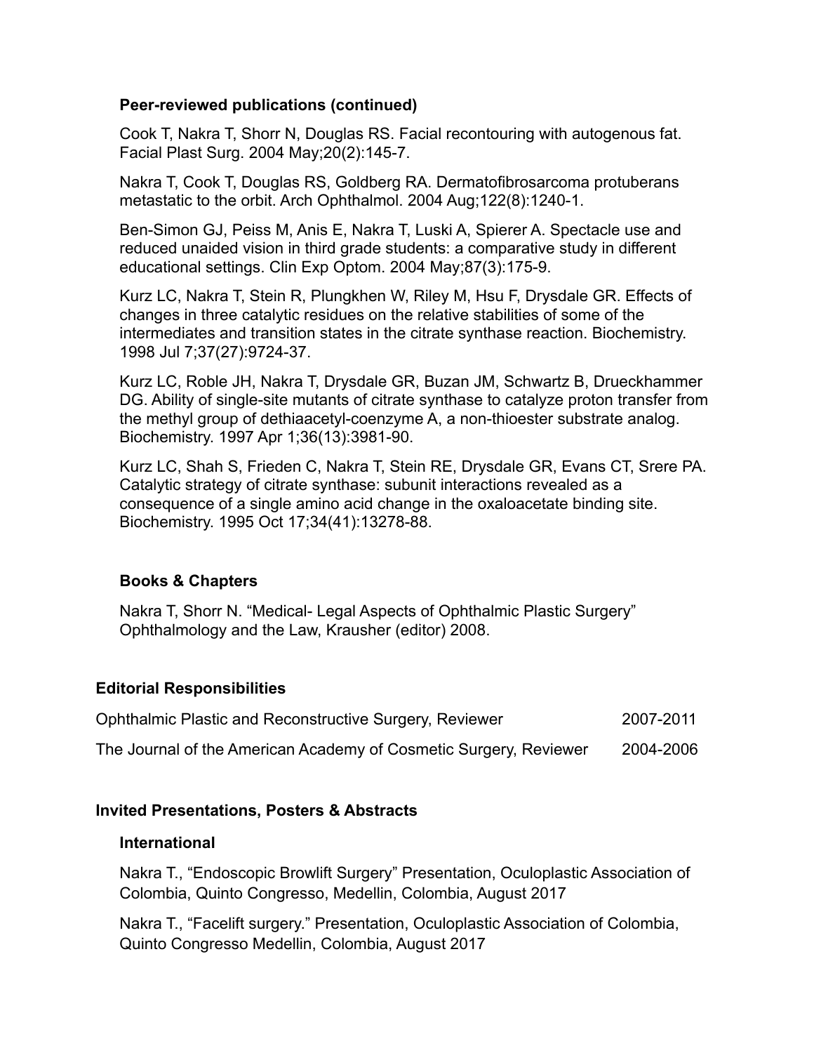### Peer-reviewed publications (continued)

Cook T, Nakra T, Shorr N, Douglas RS. Facial recontouring with autogenous fat. Facial Plast Surg. 2004 May;20(2):145-7.

Nakra T, Cook T, Douglas RS, Goldberg RA. Dermatofibrosarcoma protuberans metastatic to the orbit. Arch Ophthalmol. 2004 Aug;122(8):1240-1.

Ben-Simon GJ, Peiss M, Anis E, Nakra T, Luski A, Spierer A. Spectacle use and reduced unaided vision in third grade students: a comparative study in different educational settings. Clin Exp Optom. 2004 May;87(3):175-9.

Kurz LC, Nakra T, Stein R, Plungkhen W, Riley M, Hsu F, Drysdale GR. Effects of changes in three catalytic residues on the relative stabilities of some of the intermediates and transition states in the citrate synthase reaction. Biochemistry. 1998 Jul 7;37(27):9724-37.

Kurz LC, Roble JH, Nakra T, Drysdale GR, Buzan JM, Schwartz B, Drueckhammer DG. Ability of single-site mutants of citrate synthase to catalyze proton transfer from the methyl group of dethiaacetyl-coenzyme A, a non-thioester substrate analog. Biochemistry. 1997 Apr 1;36(13):3981-90.

Kurz LC, Shah S, Frieden C, Nakra T, Stein RE, Drysdale GR, Evans CT, Srere PA. Catalytic strategy of citrate synthase: subunit interactions revealed as a consequence of a single amino acid change in the oxaloacetate binding site. Biochemistry. 1995 Oct 17;34(41):13278-88.

### Books & Chapters

Nakra T, Shorr N. "Medical- Legal Aspects of Ophthalmic Plastic Surgery" Ophthalmology and the Law, Krausher (editor) 2008.

## Editorial Responsibilities

| | |
|---|---|
| Ophthalmic Plastic and Reconstructive Surgery, Reviewer | 2007-2011 |
| The Journal of the American Academy of Cosmetic Surgery, Reviewer | 2004-2006 |

## Invited Presentations, Posters & Abstracts

### International

Nakra T., "Endoscopic Browlift Surgery" Presentation, Oculoplastic Association of Colombia, Quinto Congresso, Medellin, Colombia, August 2017

Nakra T., "Facelift surgery." Presentation, Oculoplastic Association of Colombia, Quinto Congresso Medellin, Colombia, August 2017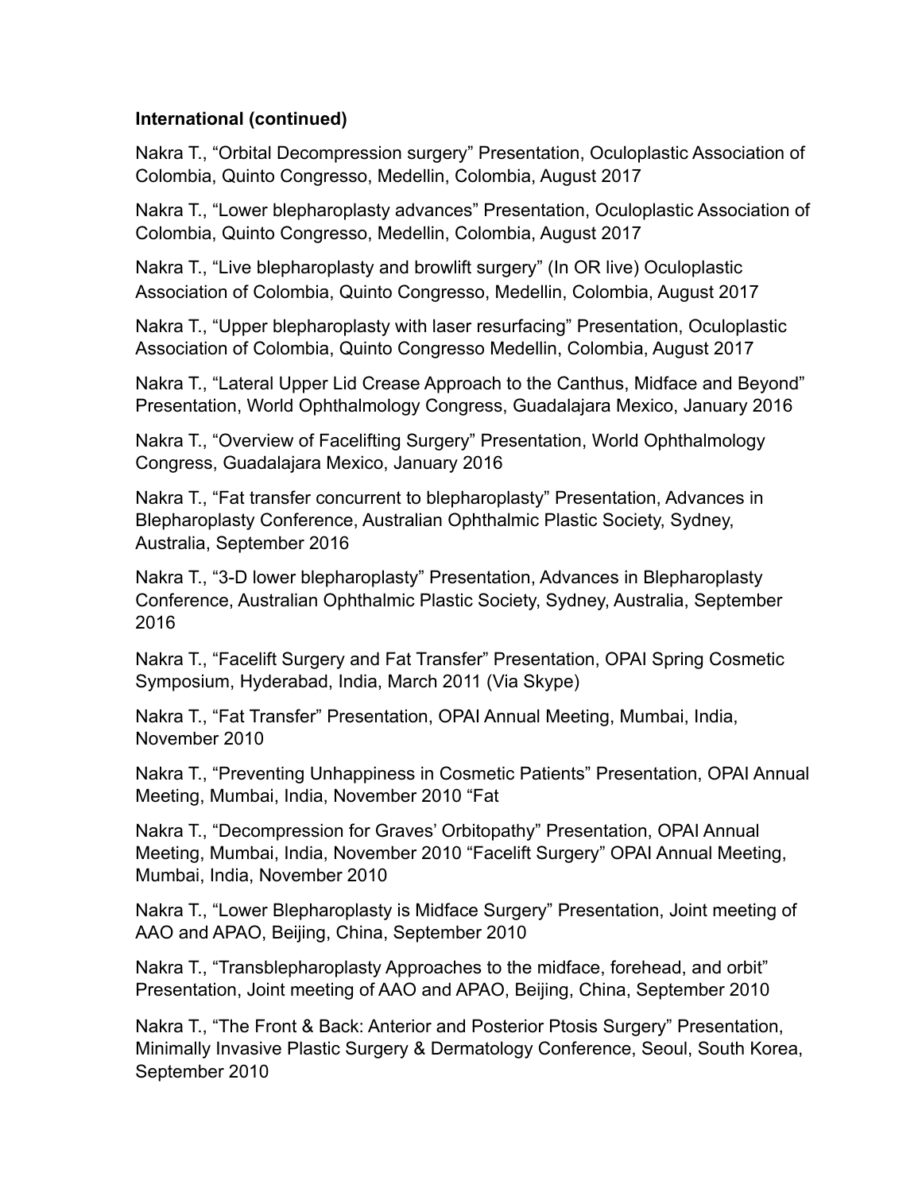**International (continued)**

Nakra T., “Orbital Decompression surgery” Presentation, Oculoplastic Association of Colombia, Quinto Congresso, Medellin, Colombia, August 2017

Nakra T., “Lower blepharoplasty advances” Presentation, Oculoplastic Association of Colombia, Quinto Congresso, Medellin, Colombia, August 2017

Nakra T., “Live blepharoplasty and browlift surgery” (In OR live) Oculoplastic Association of Colombia, Quinto Congresso, Medellin, Colombia, August 2017

Nakra T., “Upper blepharoplasty with laser resurfacing” Presentation, Oculoplastic Association of Colombia, Quinto Congresso Medellin, Colombia, August 2017

Nakra T., “Lateral Upper Lid Crease Approach to the Canthus, Midface and Beyond” Presentation, World Ophthalmology Congress, Guadalajara Mexico, January 2016

Nakra T., “Overview of Facelifting Surgery” Presentation, World Ophthalmology Congress, Guadalajara Mexico, January 2016

Nakra T., “Fat transfer concurrent to blepharoplasty” Presentation, Advances in Blepharoplasty Conference, Australian Ophthalmic Plastic Society, Sydney, Australia, September 2016

Nakra T., “3-D lower blepharoplasty” Presentation, Advances in Blepharoplasty Conference, Australian Ophthalmic Plastic Society, Sydney, Australia, September 2016

Nakra T., “Facelift Surgery and Fat Transfer” Presentation, OPAI Spring Cosmetic Symposium, Hyderabad, India, March 2011 (Via Skype)

Nakra T., “Fat Transfer” Presentation, OPAI Annual Meeting, Mumbai, India, November 2010

Nakra T., “Preventing Unhappiness in Cosmetic Patients” Presentation, OPAI Annual Meeting, Mumbai, India, November 2010 “Fat

Nakra T., “Decompression for Graves’ Orbitopathy” Presentation, OPAI Annual Meeting, Mumbai, India, November 2010 “Facelift Surgery” OPAI Annual Meeting, Mumbai, India, November 2010

Nakra T., “Lower Blepharoplasty is Midface Surgery” Presentation, Joint meeting of AAO and APAO, Beijing, China, September 2010

Nakra T., “Transblepharoplasty Approaches to the midface, forehead, and orbit” Presentation, Joint meeting of AAO and APAO, Beijing, China, September 2010

Nakra T., “The Front & Back: Anterior and Posterior Ptosis Surgery” Presentation, Minimally Invasive Plastic Surgery & Dermatology Conference, Seoul, South Korea, September 2010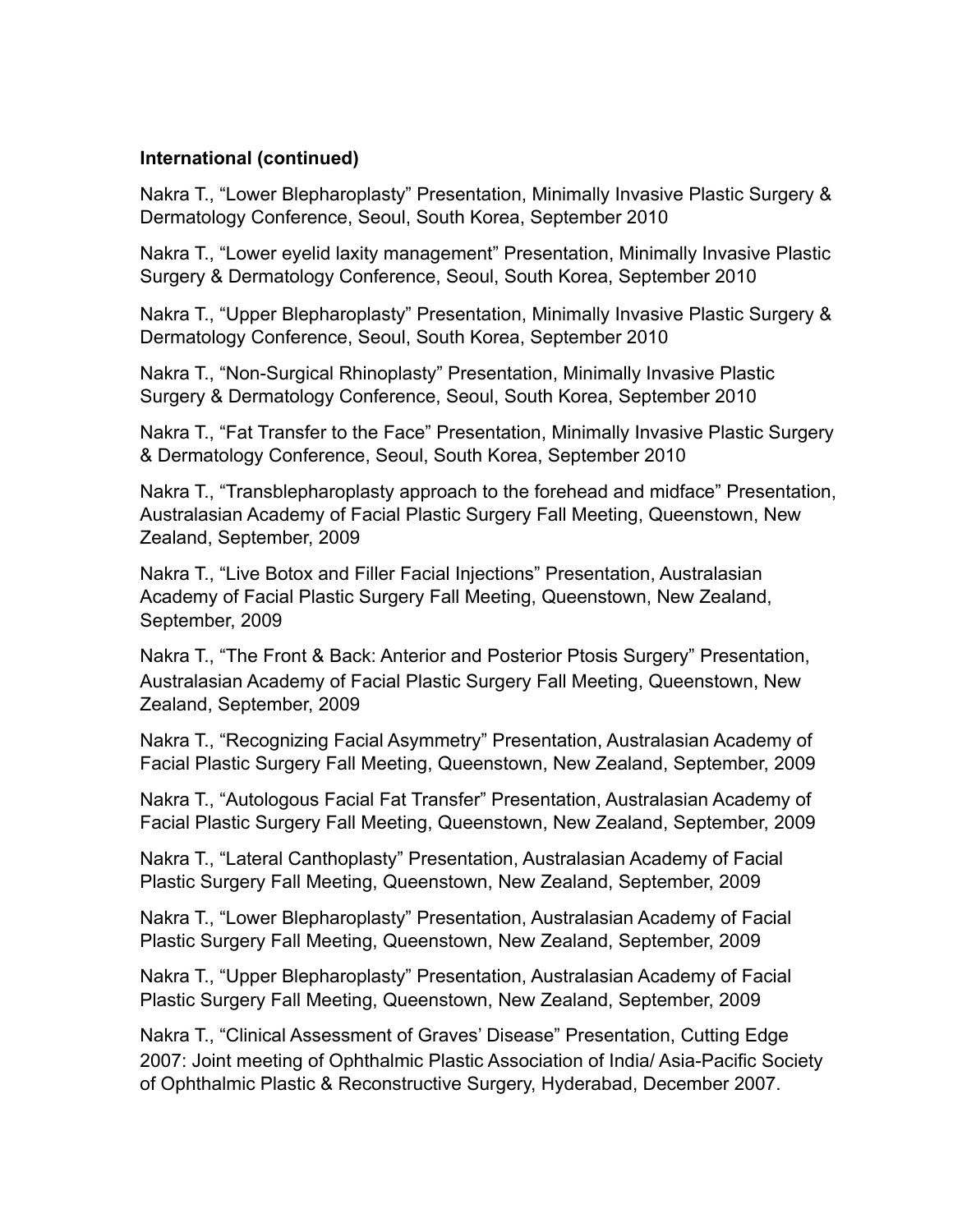**International (continued)**

Nakra T., "Lower Blepharoplasty" Presentation, Minimally Invasive Plastic Surgery & Dermatology Conference, Seoul, South Korea, September 2010

Nakra T., "Lower eyelid laxity management" Presentation, Minimally Invasive Plastic Surgery & Dermatology Conference, Seoul, South Korea, September 2010

Nakra T., "Upper Blepharoplasty" Presentation, Minimally Invasive Plastic Surgery & Dermatology Conference, Seoul, South Korea, September 2010

Nakra T., "Non-Surgical Rhinoplasty" Presentation, Minimally Invasive Plastic Surgery & Dermatology Conference, Seoul, South Korea, September 2010

Nakra T., "Fat Transfer to the Face" Presentation, Minimally Invasive Plastic Surgery & Dermatology Conference, Seoul, South Korea, September 2010

Nakra T., "Transblepharoplasty approach to the forehead and midface" Presentation, Australasian Academy of Facial Plastic Surgery Fall Meeting, Queenstown, New Zealand, September, 2009

Nakra T., "Live Botox and Filler Facial Injections" Presentation, Australasian Academy of Facial Plastic Surgery Fall Meeting, Queenstown, New Zealand, September, 2009

Nakra T., "The Front & Back: Anterior and Posterior Ptosis Surgery" Presentation, Australasian Academy of Facial Plastic Surgery Fall Meeting, Queenstown, New Zealand, September, 2009

Nakra T., "Recognizing Facial Asymmetry" Presentation, Australasian Academy of Facial Plastic Surgery Fall Meeting, Queenstown, New Zealand, September, 2009

Nakra T., "Autologous Facial Fat Transfer" Presentation, Australasian Academy of Facial Plastic Surgery Fall Meeting, Queenstown, New Zealand, September, 2009

Nakra T., "Lateral Canthoplasty" Presentation, Australasian Academy of Facial Plastic Surgery Fall Meeting, Queenstown, New Zealand, September, 2009

Nakra T., "Lower Blepharoplasty" Presentation, Australasian Academy of Facial Plastic Surgery Fall Meeting, Queenstown, New Zealand, September, 2009

Nakra T., "Upper Blepharoplasty" Presentation, Australasian Academy of Facial Plastic Surgery Fall Meeting, Queenstown, New Zealand, September, 2009

Nakra T., "Clinical Assessment of Graves' Disease" Presentation, Cutting Edge 2007: Joint meeting of Ophthalmic Plastic Association of India/ Asia-Pacific Society of Ophthalmic Plastic & Reconstructive Surgery, Hyderabad, December 2007.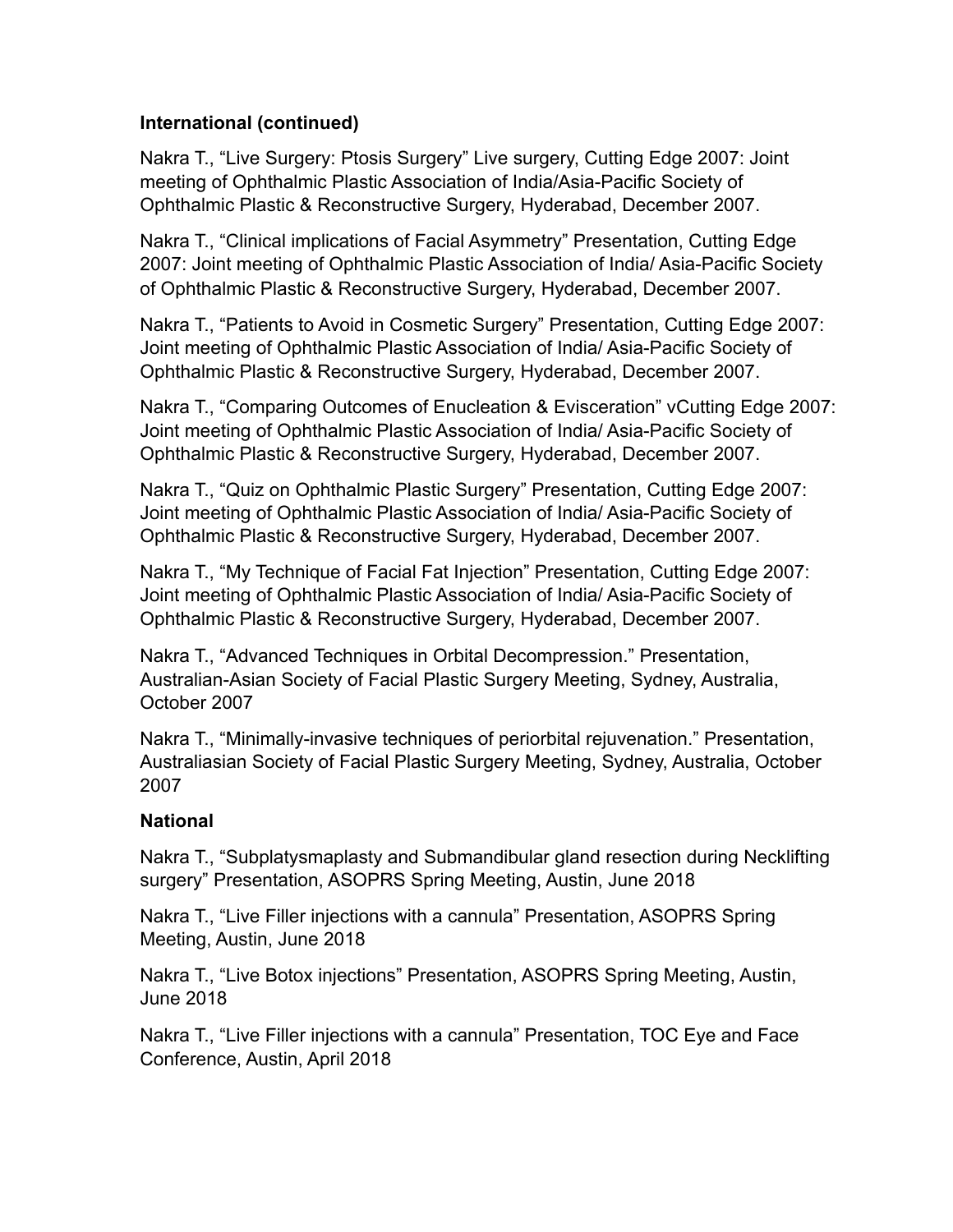**International (continued)**

Nakra T., “Live Surgery: Ptosis Surgery” Live surgery, Cutting Edge 2007: Joint meeting of Ophthalmic Plastic Association of India/Asia-Pacific Society of Ophthalmic Plastic & Reconstructive Surgery, Hyderabad, December 2007.

Nakra T., “Clinical implications of Facial Asymmetry” Presentation, Cutting Edge 2007: Joint meeting of Ophthalmic Plastic Association of India/ Asia-Pacific Society of Ophthalmic Plastic & Reconstructive Surgery, Hyderabad, December 2007.

Nakra T., “Patients to Avoid in Cosmetic Surgery” Presentation, Cutting Edge 2007: Joint meeting of Ophthalmic Plastic Association of India/ Asia-Pacific Society of Ophthalmic Plastic & Reconstructive Surgery, Hyderabad, December 2007.

Nakra T., “Comparing Outcomes of Enucleation & Evisceration” vCutting Edge 2007: Joint meeting of Ophthalmic Plastic Association of India/ Asia-Pacific Society of Ophthalmic Plastic & Reconstructive Surgery, Hyderabad, December 2007.

Nakra T., “Quiz on Ophthalmic Plastic Surgery” Presentation, Cutting Edge 2007: Joint meeting of Ophthalmic Plastic Association of India/ Asia-Pacific Society of Ophthalmic Plastic & Reconstructive Surgery, Hyderabad, December 2007.

Nakra T., “My Technique of Facial Fat Injection” Presentation, Cutting Edge 2007: Joint meeting of Ophthalmic Plastic Association of India/ Asia-Pacific Society of Ophthalmic Plastic & Reconstructive Surgery, Hyderabad, December 2007.

Nakra T., “Advanced Techniques in Orbital Decompression.” Presentation, Australian-Asian Society of Facial Plastic Surgery Meeting, Sydney, Australia, October 2007

Nakra T., “Minimally-invasive techniques of periorbital rejuvenation.” Presentation, Australiasian Society of Facial Plastic Surgery Meeting, Sydney, Australia, October 2007

**National**

Nakra T., “Subplatysmaplasty and Submandibular gland resection during Necklifting surgery” Presentation, ASOPRS Spring Meeting, Austin, June 2018

Nakra T., “Live Filler injections with a cannula” Presentation, ASOPRS Spring Meeting, Austin, June 2018

Nakra T., “Live Botox injections” Presentation, ASOPRS Spring Meeting, Austin, June 2018

Nakra T., “Live Filler injections with a cannula” Presentation, TOC Eye and Face Conference, Austin, April 2018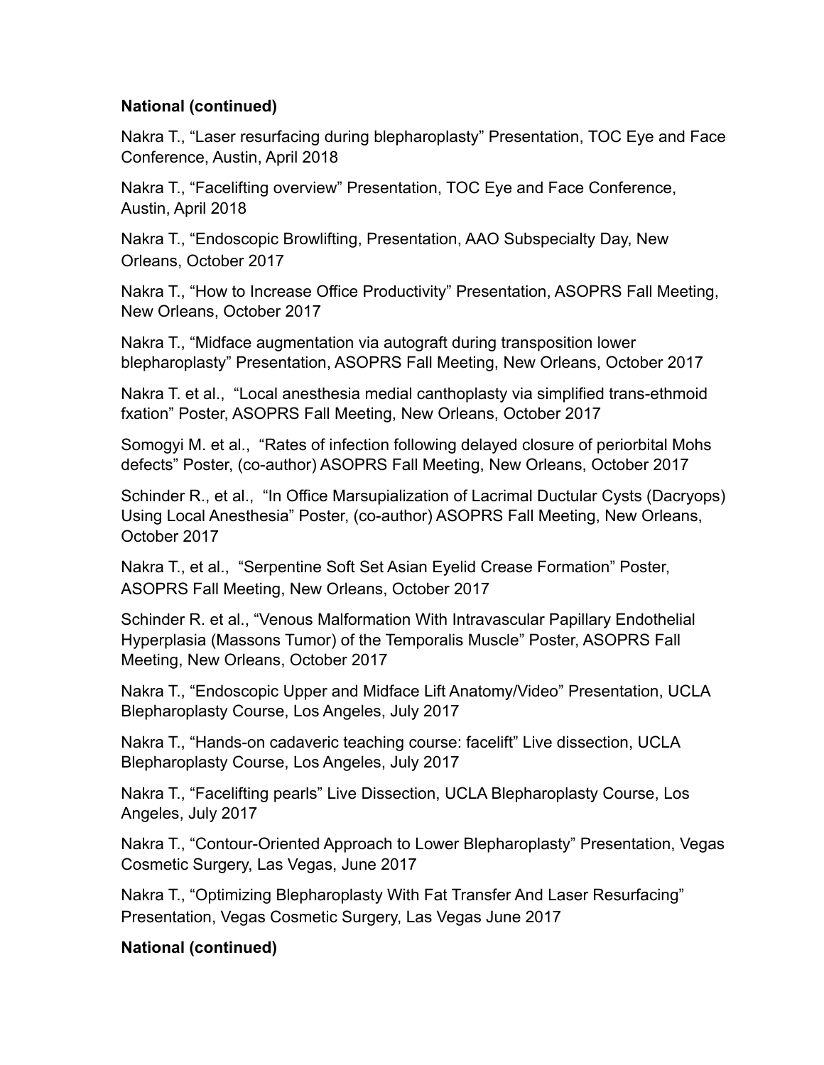**National (continued)**

Nakra T., "Laser resurfacing during blepharoplasty" Presentation, TOC Eye and Face Conference, Austin, April 2018

Nakra T., "Facelifting overview" Presentation, TOC Eye and Face Conference, Austin, April 2018

Nakra T., "Endoscopic Browlifting, Presentation, AAO Subspecialty Day, New Orleans, October 2017

Nakra T., "How to Increase Office Productivity" Presentation, ASOPRS Fall Meeting, New Orleans, October 2017

Nakra T., "Midface augmentation via autograft during transposition lower blepharoplasty" Presentation, ASOPRS Fall Meeting, New Orleans, October 2017

Nakra T. et al., "Local anesthesia medial canthoplasty via simplified trans-ethmoid fxation" Poster, ASOPRS Fall Meeting, New Orleans, October 2017

Somogyi M. et al., "Rates of infection following delayed closure of periorbital Mohs defects" Poster, (co-author) ASOPRS Fall Meeting, New Orleans, October 2017

Schinder R., et al., "In Office Marsupialization of Lacrimal Ductular Cysts (Dacryops) Using Local Anesthesia" Poster, (co-author) ASOPRS Fall Meeting, New Orleans, October 2017

Nakra T., et al., "Serpentine Soft Set Asian Eyelid Crease Formation" Poster, ASOPRS Fall Meeting, New Orleans, October 2017

Schinder R. et al., "Venous Malformation With Intravascular Papillary Endothelial Hyperplasia (Massons Tumor) of the Temporalis Muscle" Poster, ASOPRS Fall Meeting, New Orleans, October 2017

Nakra T., "Endoscopic Upper and Midface Lift Anatomy/Video" Presentation, UCLA Blepharoplasty Course, Los Angeles, July 2017

Nakra T., "Hands-on cadaveric teaching course: facelift" Live dissection, UCLA Blepharoplasty Course, Los Angeles, July 2017

Nakra T., "Facelifting pearls" Live Dissection, UCLA Blepharoplasty Course, Los Angeles, July 2017

Nakra T., "Contour-Oriented Approach to Lower Blepharoplasty" Presentation, Vegas Cosmetic Surgery, Las Vegas, June 2017

Nakra T., "Optimizing Blepharoplasty With Fat Transfer And Laser Resurfacing" Presentation, Vegas Cosmetic Surgery, Las Vegas June 2017

**National (continued)**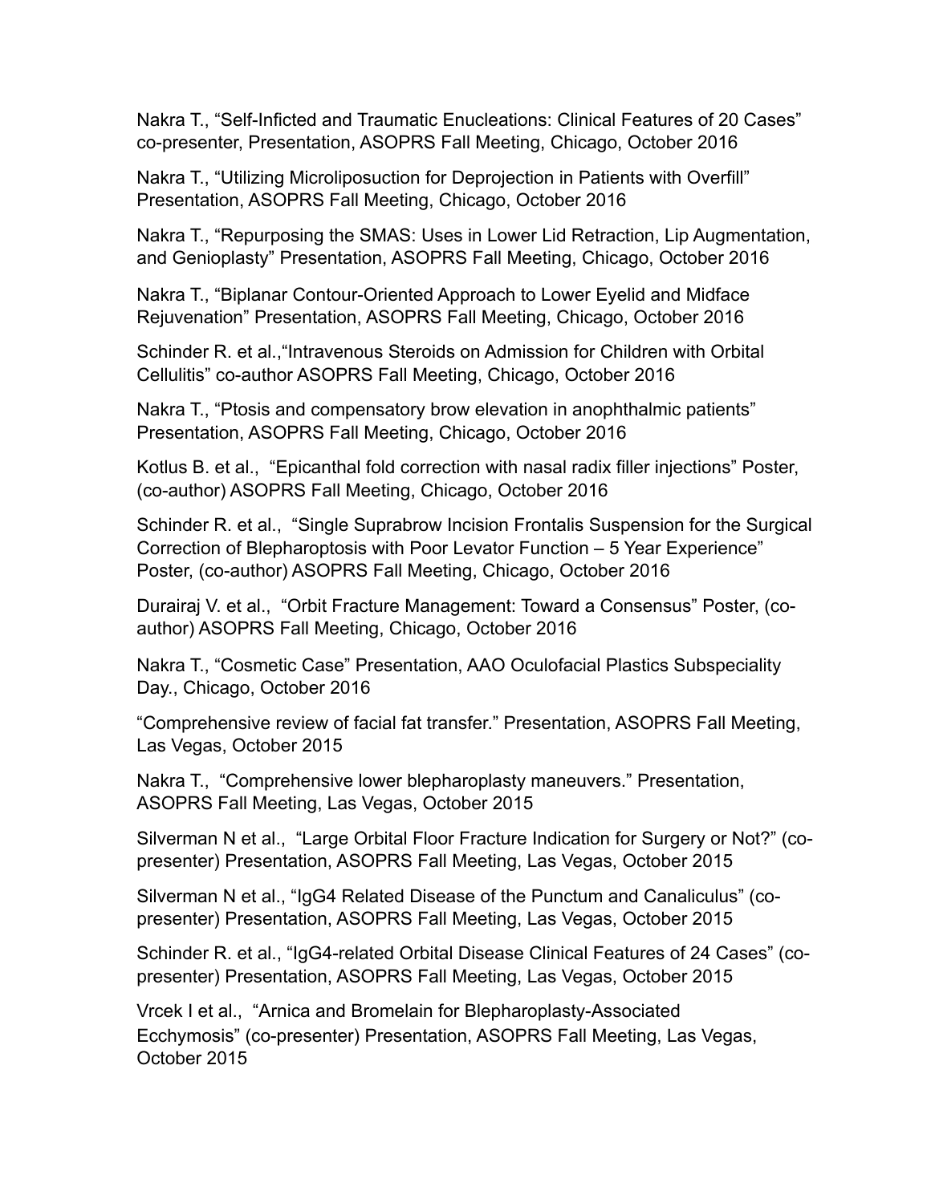Nakra T., "Self-Inficted and Traumatic Enucleations: Clinical Features of 20 Cases" co-presenter, Presentation, ASOPRS Fall Meeting, Chicago, October 2016

Nakra T., "Utilizing Microliposuction for Deprojection in Patients with Overfill" Presentation, ASOPRS Fall Meeting, Chicago, October 2016

Nakra T., "Repurposing the SMAS: Uses in Lower Lid Retraction, Lip Augmentation, and Genioplasty" Presentation, ASOPRS Fall Meeting, Chicago, October 2016

Nakra T., "Biplanar Contour-Oriented Approach to Lower Eyelid and Midface Rejuvenation" Presentation, ASOPRS Fall Meeting, Chicago, October 2016

Schinder R. et al.,"Intravenous Steroids on Admission for Children with Orbital Cellulitis" co-author ASOPRS Fall Meeting, Chicago, October 2016

Nakra T., "Ptosis and compensatory brow elevation in anophthalmic patients" Presentation, ASOPRS Fall Meeting, Chicago, October 2016

Kotlus B. et al., "Epicanthal fold correction with nasal radix filler injections" Poster, (co-author) ASOPRS Fall Meeting, Chicago, October 2016

Schinder R. et al., "Single Suprabrow Incision Frontalis Suspension for the Surgical Correction of Blepharoptosis with Poor Levator Function – 5 Year Experience" Poster, (co-author) ASOPRS Fall Meeting, Chicago, October 2016

Durairaj V. et al., "Orbit Fracture Management: Toward a Consensus" Poster, (co-author) ASOPRS Fall Meeting, Chicago, October 2016

Nakra T., "Cosmetic Case" Presentation, AAO Oculofacial Plastics Subspeciality Day., Chicago, October 2016

"Comprehensive review of facial fat transfer." Presentation, ASOPRS Fall Meeting, Las Vegas, October 2015

Nakra T., "Comprehensive lower blepharoplasty maneuvers." Presentation, ASOPRS Fall Meeting, Las Vegas, October 2015

Silverman N et al., "Large Orbital Floor Fracture Indication for Surgery or Not?" (co-presenter) Presentation, ASOPRS Fall Meeting, Las Vegas, October 2015

Silverman N et al., "IgG4 Related Disease of the Punctum and Canaliculus" (co-presenter) Presentation, ASOPRS Fall Meeting, Las Vegas, October 2015

Schinder R. et al., "IgG4-related Orbital Disease Clinical Features of 24 Cases" (co-presenter) Presentation, ASOPRS Fall Meeting, Las Vegas, October 2015

Vrcek I et al., "Arnica and Bromelain for Blepharoplasty-Associated Ecchymosis" (co-presenter) Presentation, ASOPRS Fall Meeting, Las Vegas, October 2015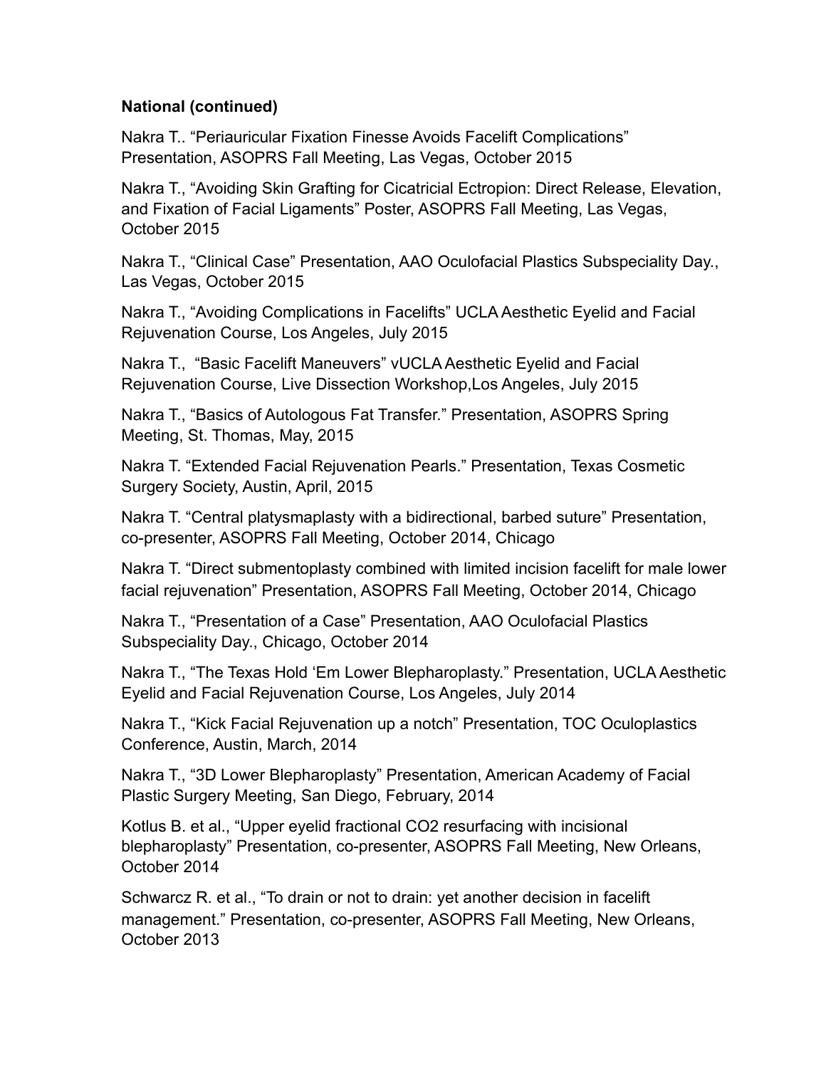**National (continued)**

Nakra T.. “Periauricular Fixation Finesse Avoids Facelift Complications” Presentation, ASOPRS Fall Meeting, Las Vegas, October 2015

Nakra T., “Avoiding Skin Grafting for Cicatricial Ectropion: Direct Release, Elevation, and Fixation of Facial Ligaments” Poster, ASOPRS Fall Meeting, Las Vegas, October 2015

Nakra T., “Clinical Case” Presentation, AAO Oculofacial Plastics Subspeciality Day., Las Vegas, October 2015

Nakra T., “Avoiding Complications in Facelifts” UCLA Aesthetic Eyelid and Facial Rejuvenation Course, Los Angeles, July 2015

Nakra T., “Basic Facelift Maneuvers” vUCLA Aesthetic Eyelid and Facial Rejuvenation Course, Live Dissection Workshop,Los Angeles, July 2015

Nakra T., “Basics of Autologous Fat Transfer.” Presentation, ASOPRS Spring Meeting, St. Thomas, May, 2015

Nakra T. “Extended Facial Rejuvenation Pearls.” Presentation, Texas Cosmetic Surgery Society, Austin, April, 2015

Nakra T. “Central platysmaplasty with a bidirectional, barbed suture” Presentation, co-presenter, ASOPRS Fall Meeting, October 2014, Chicago

Nakra T. “Direct submentoplasty combined with limited incision facelift for male lower facial rejuvenation” Presentation, ASOPRS Fall Meeting, October 2014, Chicago

Nakra T., “Presentation of a Case” Presentation, AAO Oculofacial Plastics Subspeciality Day., Chicago, October 2014

Nakra T., “The Texas Hold ‘Em Lower Blepharoplasty.” Presentation, UCLA Aesthetic Eyelid and Facial Rejuvenation Course, Los Angeles, July 2014

Nakra T., “Kick Facial Rejuvenation up a notch” Presentation, TOC Oculoplastics Conference, Austin, March, 2014

Nakra T., “3D Lower Blepharoplasty” Presentation, American Academy of Facial Plastic Surgery Meeting, San Diego, February, 2014

Kotlus B. et al., “Upper eyelid fractional CO2 resurfacing with incisional blepharoplasty” Presentation, co-presenter, ASOPRS Fall Meeting, New Orleans, October 2014

Schwarcz R. et al., “To drain or not to drain: yet another decision in facelift management.” Presentation, co-presenter, ASOPRS Fall Meeting, New Orleans, October 2013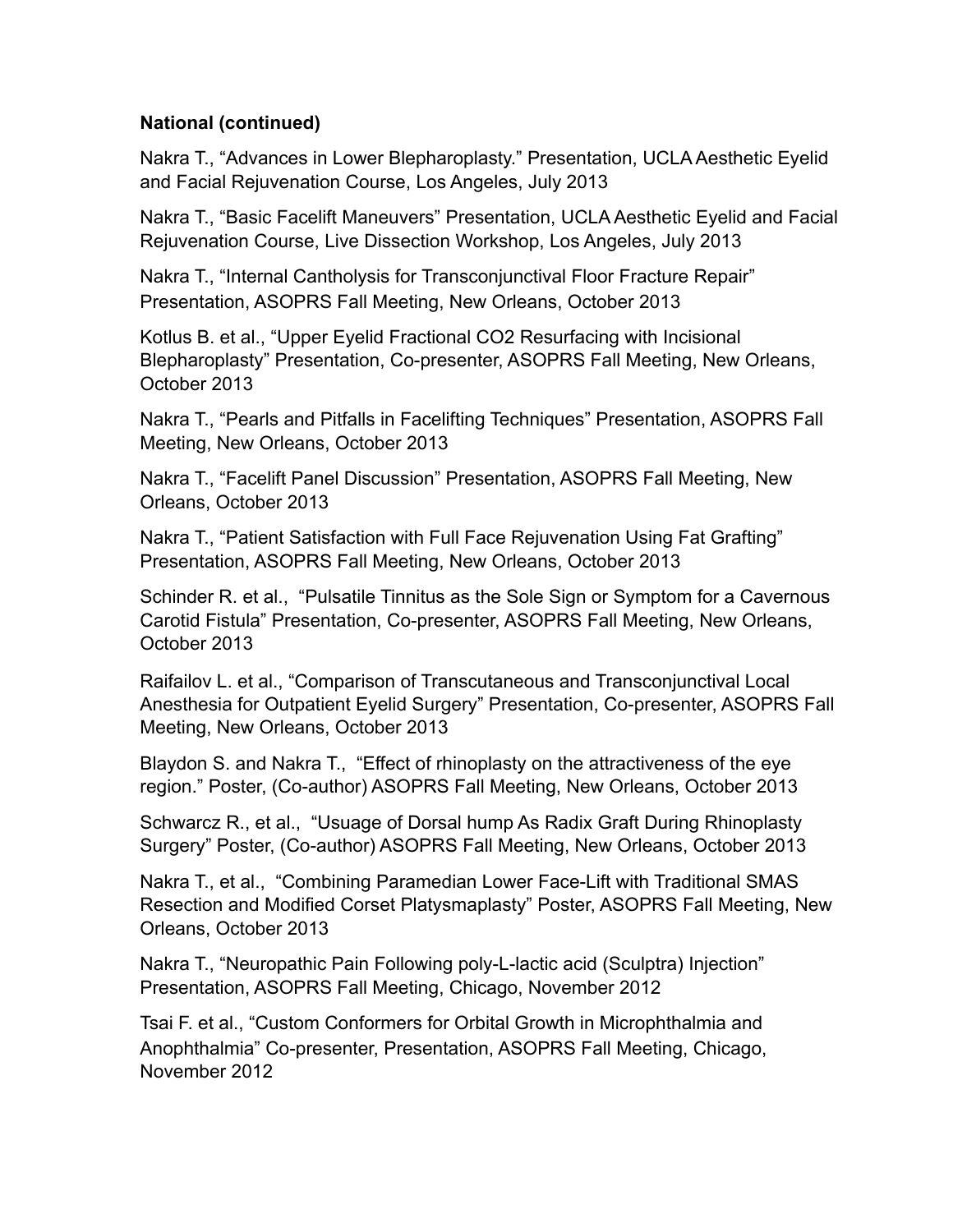**National (continued)**

Nakra T., “Advances in Lower Blepharoplasty.” Presentation, UCLA Aesthetic Eyelid and Facial Rejuvenation Course, Los Angeles, July 2013

Nakra T., “Basic Facelift Maneuvers” Presentation, UCLA Aesthetic Eyelid and Facial Rejuvenation Course, Live Dissection Workshop, Los Angeles, July 2013

Nakra T., “Internal Cantholysis for Transconjunctival Floor Fracture Repair” Presentation, ASOPRS Fall Meeting, New Orleans, October 2013

Kotlus B. et al., “Upper Eyelid Fractional CO2 Resurfacing with Incisional Blepharoplasty” Presentation, Co-presenter, ASOPRS Fall Meeting, New Orleans, October 2013

Nakra T., “Pearls and Pitfalls in Facelifting Techniques” Presentation, ASOPRS Fall Meeting, New Orleans, October 2013

Nakra T., “Facelift Panel Discussion” Presentation, ASOPRS Fall Meeting, New Orleans, October 2013

Nakra T., “Patient Satisfaction with Full Face Rejuvenation Using Fat Grafting” Presentation, ASOPRS Fall Meeting, New Orleans, October 2013

Schinder R. et al., “Pulsatile Tinnitus as the Sole Sign or Symptom for a Cavernous Carotid Fistula” Presentation, Co-presenter, ASOPRS Fall Meeting, New Orleans, October 2013

Raifailov L. et al., “Comparison of Transcutaneous and Transconjunctival Local Anesthesia for Outpatient Eyelid Surgery” Presentation, Co-presenter, ASOPRS Fall Meeting, New Orleans, October 2013

Blaydon S. and Nakra T., “Effect of rhinoplasty on the attractiveness of the eye region.” Poster, (Co-author) ASOPRS Fall Meeting, New Orleans, October 2013

Schwarcz R., et al., “Usuage of Dorsal hump As Radix Graft During Rhinoplasty Surgery” Poster, (Co-author) ASOPRS Fall Meeting, New Orleans, October 2013

Nakra T., et al., “Combining Paramedian Lower Face-Lift with Traditional SMAS Resection and Modified Corset Platysmaplasty” Poster, ASOPRS Fall Meeting, New Orleans, October 2013

Nakra T., “Neuropathic Pain Following poly-L-lactic acid (Sculptra) Injection” Presentation, ASOPRS Fall Meeting, Chicago, November 2012

Tsai F. et al., “Custom Conformers for Orbital Growth in Microphthalmia and Anophthalmia” Co-presenter, Presentation, ASOPRS Fall Meeting, Chicago, November 2012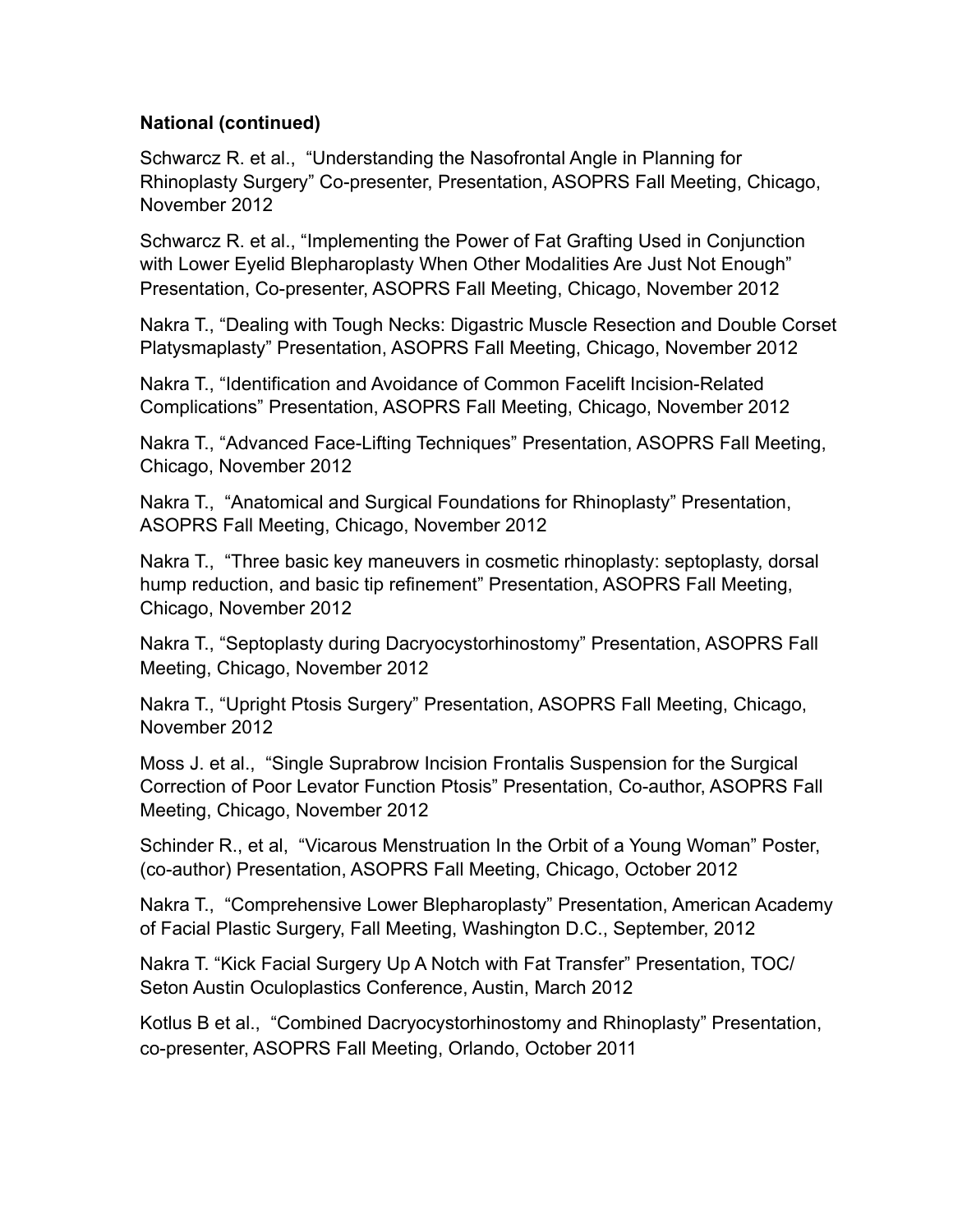**National (continued)**

Schwarcz R. et al., "Understanding the Nasofrontal Angle in Planning for Rhinoplasty Surgery" Co-presenter, Presentation, ASOPRS Fall Meeting, Chicago, November 2012

Schwarcz R. et al., "Implementing the Power of Fat Grafting Used in Conjunction with Lower Eyelid Blepharoplasty When Other Modalities Are Just Not Enough" Presentation, Co-presenter, ASOPRS Fall Meeting, Chicago, November 2012

Nakra T., "Dealing with Tough Necks: Digastric Muscle Resection and Double Corset Platysmaplasty" Presentation, ASOPRS Fall Meeting, Chicago, November 2012

Nakra T., "Identification and Avoidance of Common Facelift Incision-Related Complications" Presentation, ASOPRS Fall Meeting, Chicago, November 2012

Nakra T., "Advanced Face-Lifting Techniques" Presentation, ASOPRS Fall Meeting, Chicago, November 2012

Nakra T., "Anatomical and Surgical Foundations for Rhinoplasty" Presentation, ASOPRS Fall Meeting, Chicago, November 2012

Nakra T., "Three basic key maneuvers in cosmetic rhinoplasty: septoplasty, dorsal hump reduction, and basic tip refinement" Presentation, ASOPRS Fall Meeting, Chicago, November 2012

Nakra T., "Septoplasty during Dacryocystorhinostomy" Presentation, ASOPRS Fall Meeting, Chicago, November 2012

Nakra T., "Upright Ptosis Surgery" Presentation, ASOPRS Fall Meeting, Chicago, November 2012

Moss J. et al., "Single Suprabrow Incision Frontalis Suspension for the Surgical Correction of Poor Levator Function Ptosis" Presentation, Co-author, ASOPRS Fall Meeting, Chicago, November 2012

Schinder R., et al, "Vicarous Menstruation In the Orbit of a Young Woman" Poster, (co-author) Presentation, ASOPRS Fall Meeting, Chicago, October 2012

Nakra T., "Comprehensive Lower Blepharoplasty" Presentation, American Academy of Facial Plastic Surgery, Fall Meeting, Washington D.C., September, 2012

Nakra T. "Kick Facial Surgery Up A Notch with Fat Transfer" Presentation, TOC/ Seton Austin Oculoplastics Conference, Austin, March 2012

Kotlus B et al., "Combined Dacryocystorhinostomy and Rhinoplasty" Presentation, co-presenter, ASOPRS Fall Meeting, Orlando, October 2011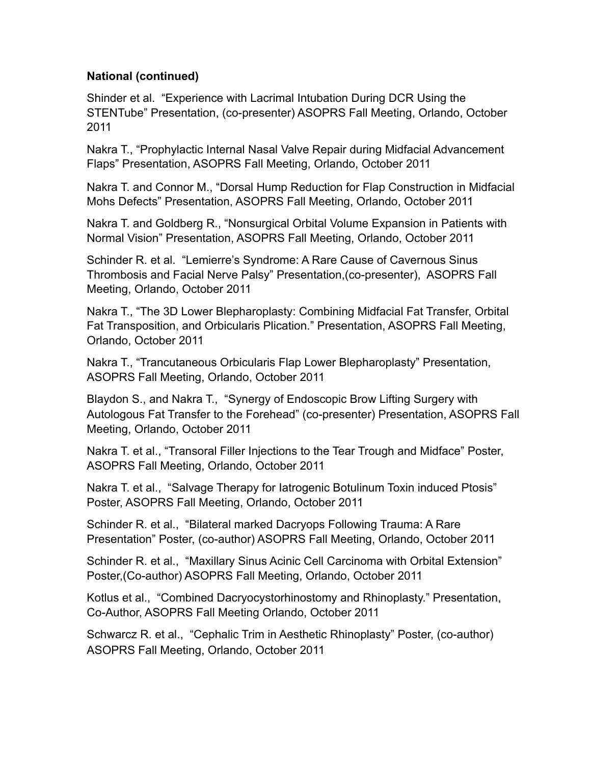**National (continued)**

Shinder et al. "Experience with Lacrimal Intubation During DCR Using the STENTube" Presentation, (co-presenter) ASOPRS Fall Meeting, Orlando, October 2011

Nakra T., "Prophylactic Internal Nasal Valve Repair during Midfacial Advancement Flaps" Presentation, ASOPRS Fall Meeting, Orlando, October 2011

Nakra T. and Connor M., "Dorsal Hump Reduction for Flap Construction in Midfacial Mohs Defects" Presentation, ASOPRS Fall Meeting, Orlando, October 2011

Nakra T. and Goldberg R., "Nonsurgical Orbital Volume Expansion in Patients with Normal Vision" Presentation, ASOPRS Fall Meeting, Orlando, October 2011

Schinder R. et al. "Lemierre's Syndrome: A Rare Cause of Cavernous Sinus Thrombosis and Facial Nerve Palsy" Presentation,(co-presenter), ASOPRS Fall Meeting, Orlando, October 2011

Nakra T., "The 3D Lower Blepharoplasty: Combining Midfacial Fat Transfer, Orbital Fat Transposition, and Orbicularis Plication." Presentation, ASOPRS Fall Meeting, Orlando, October 2011

Nakra T., "Trancutaneous Orbicularis Flap Lower Blepharoplasty" Presentation, ASOPRS Fall Meeting, Orlando, October 2011

Blaydon S., and Nakra T., "Synergy of Endoscopic Brow Lifting Surgery with Autologous Fat Transfer to the Forehead" (co-presenter) Presentation, ASOPRS Fall Meeting, Orlando, October 2011

Nakra T. et al., "Transoral Filler Injections to the Tear Trough and Midface" Poster, ASOPRS Fall Meeting, Orlando, October 2011

Nakra T. et al., "Salvage Therapy for Iatrogenic Botulinum Toxin induced Ptosis" Poster, ASOPRS Fall Meeting, Orlando, October 2011

Schinder R. et al., "Bilateral marked Dacryops Following Trauma: A Rare Presentation" Poster, (co-author) ASOPRS Fall Meeting, Orlando, October 2011

Schinder R. et al., "Maxillary Sinus Acinic Cell Carcinoma with Orbital Extension" Poster,(Co-author) ASOPRS Fall Meeting, Orlando, October 2011

Kotlus et al., "Combined Dacryocystorhinostomy and Rhinoplasty." Presentation, Co-Author, ASOPRS Fall Meeting Orlando, October 2011

Schwarcz R. et al., "Cephalic Trim in Aesthetic Rhinoplasty" Poster, (co-author) ASOPRS Fall Meeting, Orlando, October 2011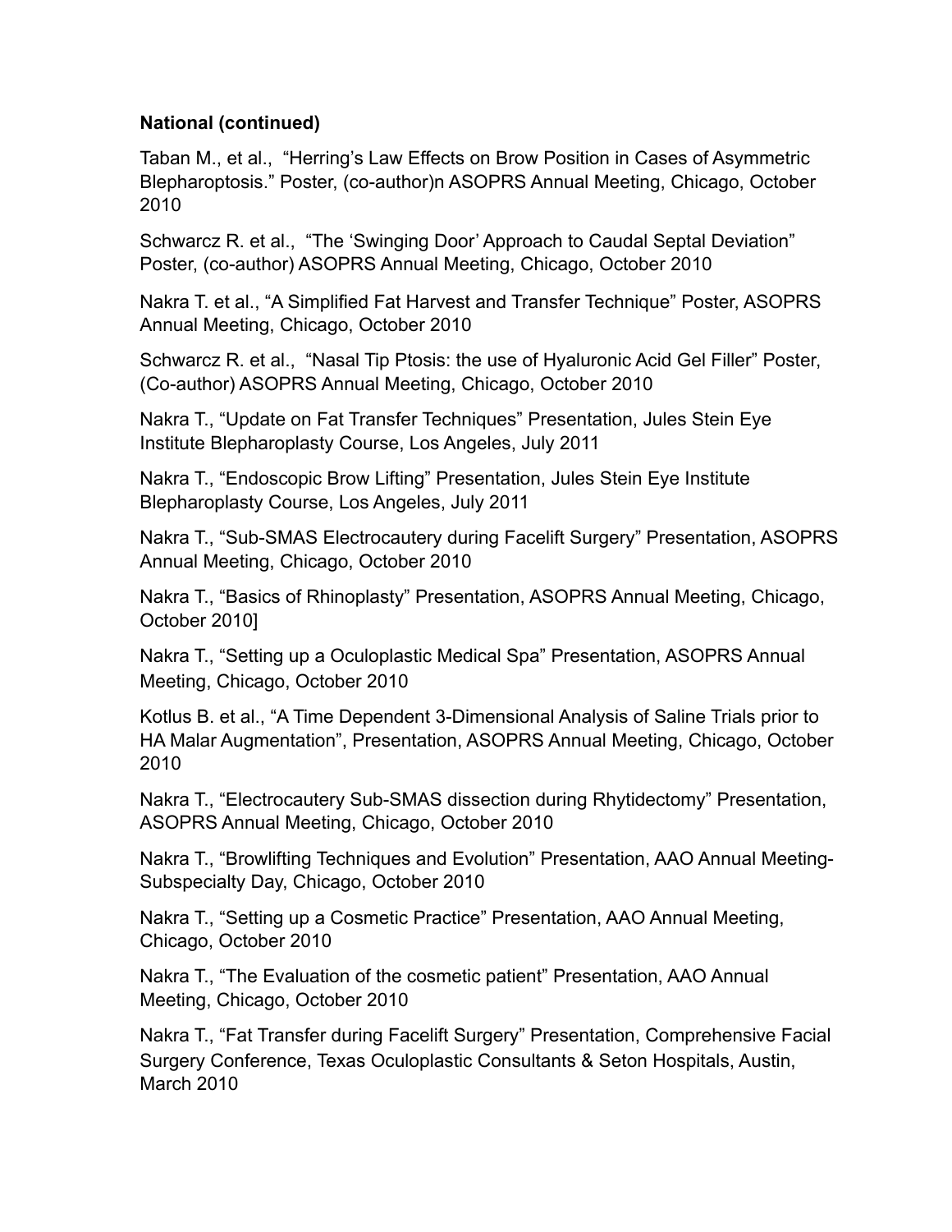**National (continued)**

Taban M., et al., "Herring's Law Effects on Brow Position in Cases of Asymmetric Blepharoptosis." Poster, (co-author)n ASOPRS Annual Meeting, Chicago, October 2010

Schwarcz R. et al., "The 'Swinging Door' Approach to Caudal Septal Deviation" Poster, (co-author) ASOPRS Annual Meeting, Chicago, October 2010

Nakra T. et al., "A Simplified Fat Harvest and Transfer Technique" Poster, ASOPRS Annual Meeting, Chicago, October 2010

Schwarcz R. et al., "Nasal Tip Ptosis: the use of Hyaluronic Acid Gel Filler" Poster, (Co-author) ASOPRS Annual Meeting, Chicago, October 2010

Nakra T., "Update on Fat Transfer Techniques" Presentation, Jules Stein Eye Institute Blepharoplasty Course, Los Angeles, July 2011

Nakra T., "Endoscopic Brow Lifting" Presentation, Jules Stein Eye Institute Blepharoplasty Course, Los Angeles, July 2011

Nakra T., "Sub-SMAS Electrocautery during Facelift Surgery" Presentation, ASOPRS Annual Meeting, Chicago, October 2010

Nakra T., "Basics of Rhinoplasty" Presentation, ASOPRS Annual Meeting, Chicago, October 2010]

Nakra T., "Setting up a Oculoplastic Medical Spa" Presentation, ASOPRS Annual Meeting, Chicago, October 2010

Kotlus B. et al., "A Time Dependent 3-Dimensional Analysis of Saline Trials prior to HA Malar Augmentation", Presentation, ASOPRS Annual Meeting, Chicago, October 2010

Nakra T., "Electrocautery Sub-SMAS dissection during Rhytidectomy" Presentation, ASOPRS Annual Meeting, Chicago, October 2010

Nakra T., "Browlifting Techniques and Evolution" Presentation, AAO Annual Meeting-Subspecialty Day, Chicago, October 2010

Nakra T., "Setting up a Cosmetic Practice" Presentation, AAO Annual Meeting, Chicago, October 2010

Nakra T., "The Evaluation of the cosmetic patient" Presentation, AAO Annual Meeting, Chicago, October 2010

Nakra T., "Fat Transfer during Facelift Surgery" Presentation, Comprehensive Facial Surgery Conference, Texas Oculoplastic Consultants & Seton Hospitals, Austin, March 2010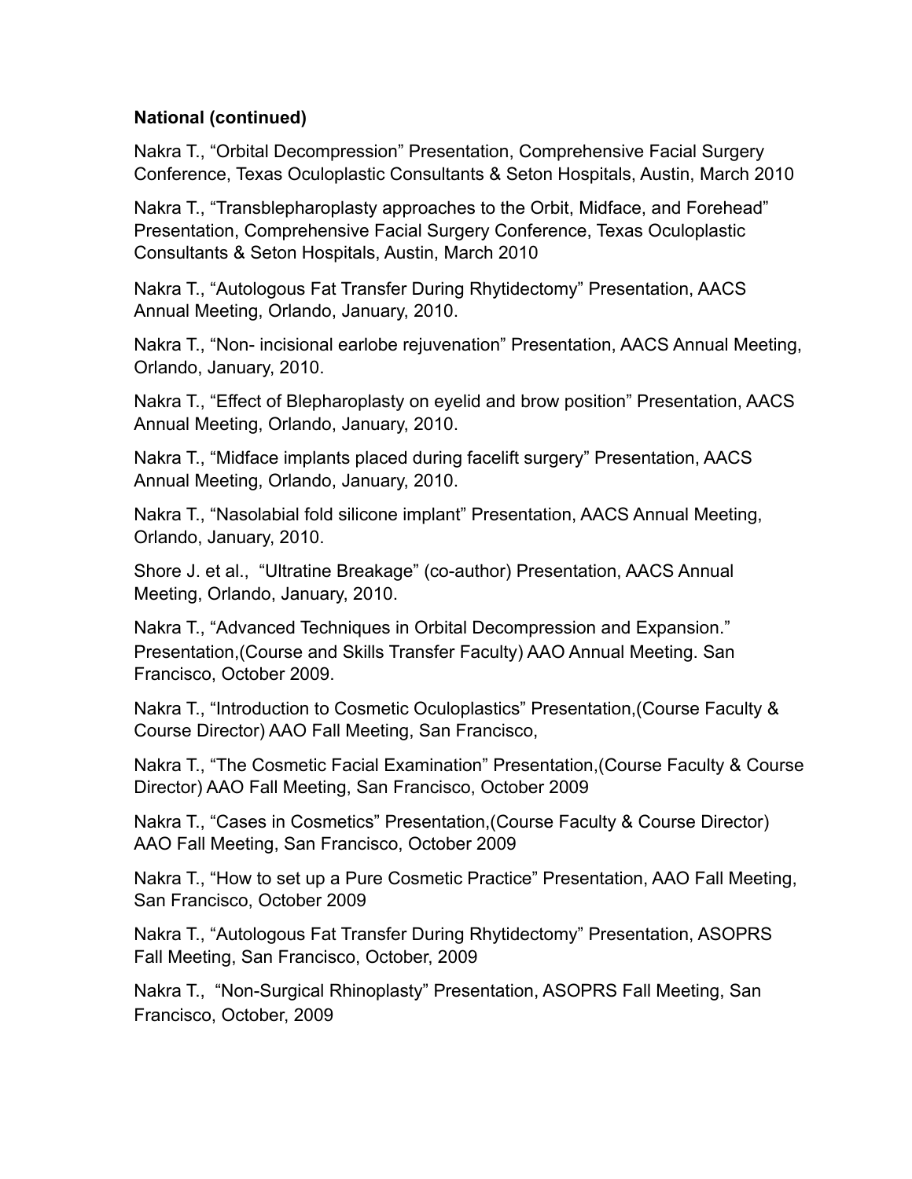**National (continued)**

Nakra T., “Orbital Decompression” Presentation, Comprehensive Facial Surgery Conference, Texas Oculoplastic Consultants & Seton Hospitals, Austin, March 2010

Nakra T., “Transblepharoplasty approaches to the Orbit, Midface, and Forehead” Presentation, Comprehensive Facial Surgery Conference, Texas Oculoplastic Consultants & Seton Hospitals, Austin, March 2010

Nakra T., “Autologous Fat Transfer During Rhytidectomy” Presentation, AACS Annual Meeting, Orlando, January, 2010.

Nakra T., “Non- incisional earlobe rejuvenation” Presentation, AACS Annual Meeting, Orlando, January, 2010.

Nakra T., “Effect of Blepharoplasty on eyelid and brow position” Presentation, AACS Annual Meeting, Orlando, January, 2010.

Nakra T., “Midface implants placed during facelift surgery” Presentation, AACS Annual Meeting, Orlando, January, 2010.

Nakra T., “Nasolabial fold silicone implant” Presentation, AACS Annual Meeting, Orlando, January, 2010.

Shore J. et al., “Ultratine Breakage” (co-author) Presentation, AACS Annual Meeting, Orlando, January, 2010.

Nakra T., “Advanced Techniques in Orbital Decompression and Expansion.” Presentation,(Course and Skills Transfer Faculty) AAO Annual Meeting. San Francisco, October 2009.

Nakra T., “Introduction to Cosmetic Oculoplastics” Presentation,(Course Faculty & Course Director) AAO Fall Meeting, San Francisco,

Nakra T., “The Cosmetic Facial Examination” Presentation,(Course Faculty & Course Director) AAO Fall Meeting, San Francisco, October 2009

Nakra T., “Cases in Cosmetics” Presentation,(Course Faculty & Course Director) AAO Fall Meeting, San Francisco, October 2009

Nakra T., “How to set up a Pure Cosmetic Practice” Presentation, AAO Fall Meeting, San Francisco, October 2009

Nakra T., “Autologous Fat Transfer During Rhytidectomy” Presentation, ASOPRS Fall Meeting, San Francisco, October, 2009

Nakra T., “Non-Surgical Rhinoplasty” Presentation, ASOPRS Fall Meeting, San Francisco, October, 2009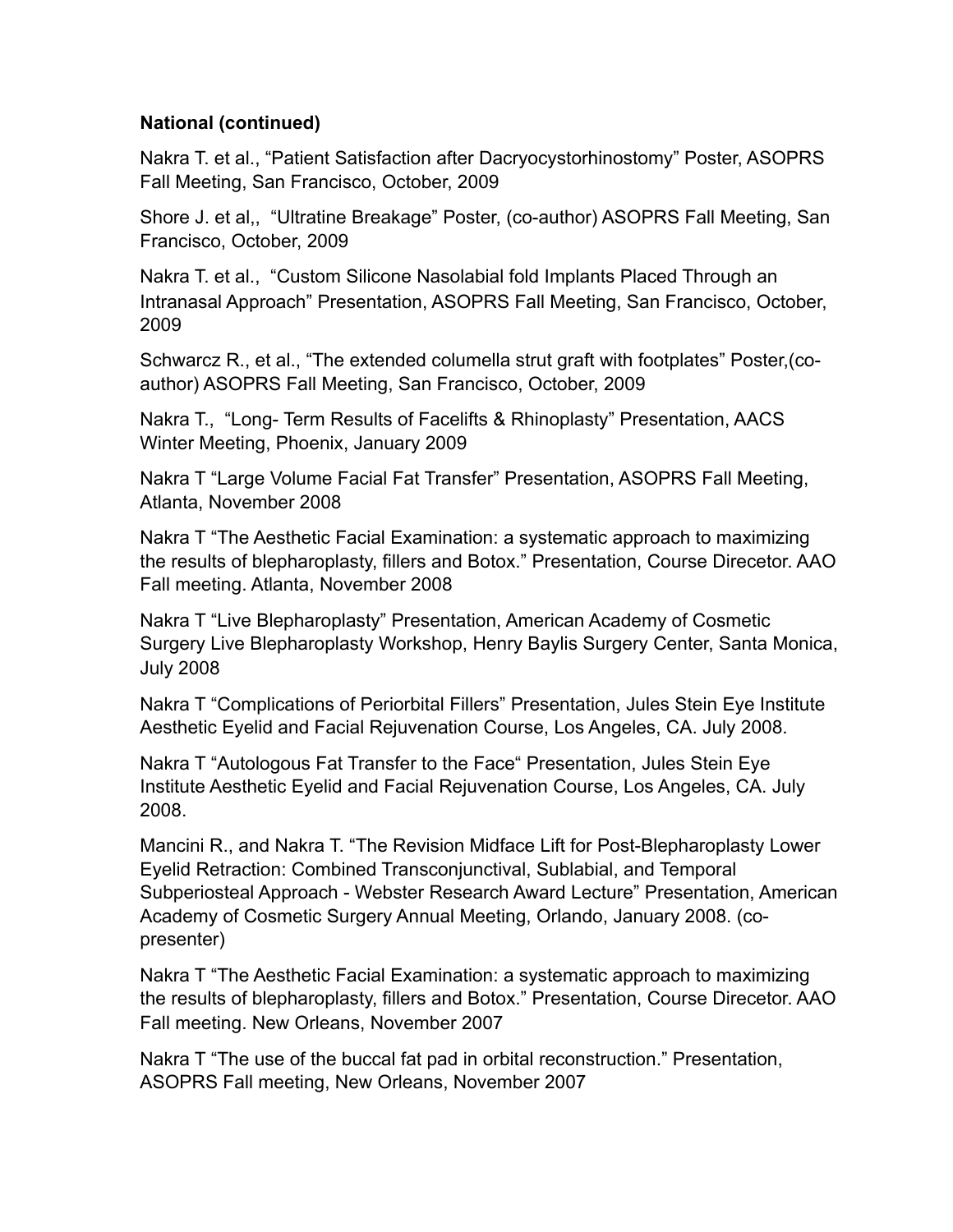**National (continued)**

Nakra T. et al., “Patient Satisfaction after Dacryocystorhinostomy” Poster, ASOPRS Fall Meeting, San Francisco, October, 2009

Shore J. et al,, “Ultratine Breakage” Poster, (co-author) ASOPRS Fall Meeting, San Francisco, October, 2009

Nakra T. et al., “Custom Silicone Nasolabial fold Implants Placed Through an Intranasal Approach” Presentation, ASOPRS Fall Meeting, San Francisco, October, 2009

Schwarcz R., et al., “The extended columella strut graft with footplates” Poster,(co-author) ASOPRS Fall Meeting, San Francisco, October, 2009

Nakra T., “Long- Term Results of Facelifts & Rhinoplasty” Presentation, AACS Winter Meeting, Phoenix, January 2009

Nakra T “Large Volume Facial Fat Transfer” Presentation, ASOPRS Fall Meeting, Atlanta, November 2008

Nakra T “The Aesthetic Facial Examination: a systematic approach to maximizing the results of blepharoplasty, fillers and Botox.” Presentation, Course Direcetor. AAO Fall meeting. Atlanta, November 2008

Nakra T “Live Blepharoplasty” Presentation, American Academy of Cosmetic Surgery Live Blepharoplasty Workshop, Henry Baylis Surgery Center, Santa Monica, July 2008

Nakra T “Complications of Periorbital Fillers” Presentation, Jules Stein Eye Institute Aesthetic Eyelid and Facial Rejuvenation Course, Los Angeles, CA. July 2008.

Nakra T “Autologous Fat Transfer to the Face“ Presentation, Jules Stein Eye Institute Aesthetic Eyelid and Facial Rejuvenation Course, Los Angeles, CA. July 2008.

Mancini R., and Nakra T. “The Revision Midface Lift for Post-Blepharoplasty Lower Eyelid Retraction: Combined Transconjunctival, Sublabial, and Temporal Subperiosteal Approach - Webster Research Award Lecture” Presentation, American Academy of Cosmetic Surgery Annual Meeting, Orlando, January 2008. (co-presenter)

Nakra T “The Aesthetic Facial Examination: a systematic approach to maximizing the results of blepharoplasty, fillers and Botox.” Presentation, Course Direcetor. AAO Fall meeting. New Orleans, November 2007

Nakra T “The use of the buccal fat pad in orbital reconstruction.” Presentation, ASOPRS Fall meeting, New Orleans, November 2007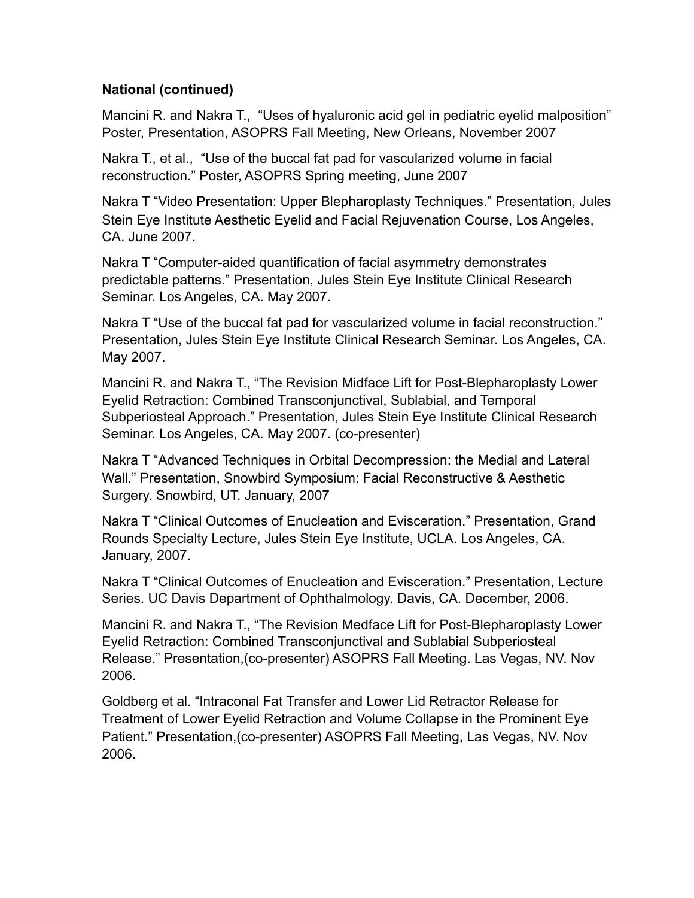**National (continued)**

Mancini R. and Nakra T., "Uses of hyaluronic acid gel in pediatric eyelid malposition" Poster, Presentation, ASOPRS Fall Meeting, New Orleans, November 2007

Nakra T., et al., "Use of the buccal fat pad for vascularized volume in facial reconstruction." Poster, ASOPRS Spring meeting, June 2007

Nakra T "Video Presentation: Upper Blepharoplasty Techniques." Presentation, Jules Stein Eye Institute Aesthetic Eyelid and Facial Rejuvenation Course, Los Angeles, CA. June 2007.

Nakra T "Computer-aided quantification of facial asymmetry demonstrates predictable patterns." Presentation, Jules Stein Eye Institute Clinical Research Seminar. Los Angeles, CA. May 2007.

Nakra T "Use of the buccal fat pad for vascularized volume in facial reconstruction." Presentation, Jules Stein Eye Institute Clinical Research Seminar. Los Angeles, CA. May 2007.

Mancini R. and Nakra T., "The Revision Midface Lift for Post-Blepharoplasty Lower Eyelid Retraction: Combined Transconjunctival, Sublabial, and Temporal Subperiosteal Approach." Presentation, Jules Stein Eye Institute Clinical Research Seminar. Los Angeles, CA. May 2007. (co-presenter)

Nakra T "Advanced Techniques in Orbital Decompression: the Medial and Lateral Wall." Presentation, Snowbird Symposium: Facial Reconstructive & Aesthetic Surgery. Snowbird, UT. January, 2007

Nakra T "Clinical Outcomes of Enucleation and Evisceration." Presentation, Grand Rounds Specialty Lecture, Jules Stein Eye Institute, UCLA. Los Angeles, CA. January, 2007.

Nakra T "Clinical Outcomes of Enucleation and Evisceration." Presentation, Lecture Series. UC Davis Department of Ophthalmology. Davis, CA. December, 2006.

Mancini R. and Nakra T., "The Revision Medface Lift for Post-Blepharoplasty Lower Eyelid Retraction: Combined Transconjunctival and Sublabial Subperiosteal Release." Presentation,(co-presenter) ASOPRS Fall Meeting. Las Vegas, NV. Nov 2006.

Goldberg et al. "Intraconal Fat Transfer and Lower Lid Retractor Release for Treatment of Lower Eyelid Retraction and Volume Collapse in the Prominent Eye Patient." Presentation,(co-presenter) ASOPRS Fall Meeting, Las Vegas, NV. Nov 2006.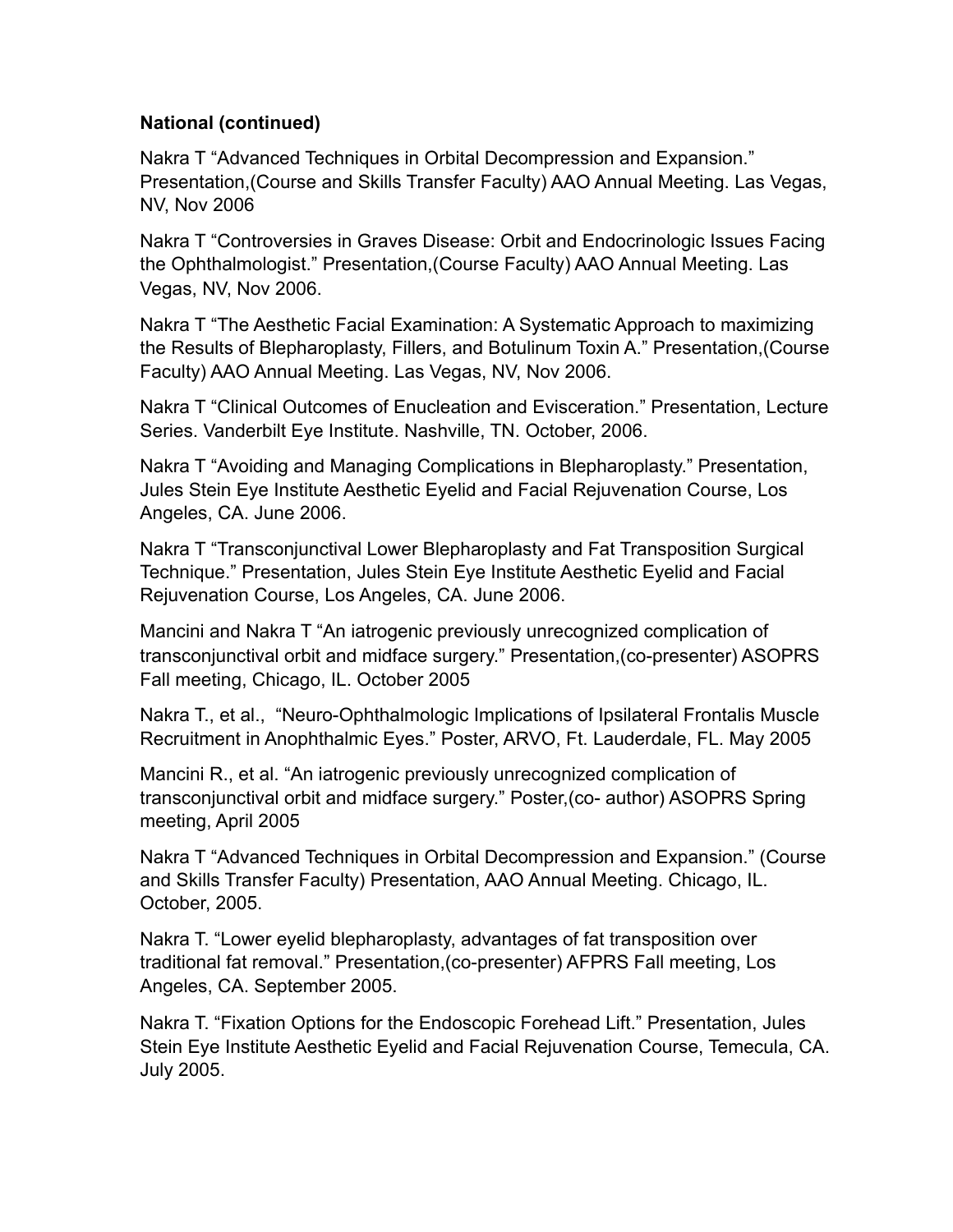**National (continued)**

Nakra T “Advanced Techniques in Orbital Decompression and Expansion.” Presentation,(Course and Skills Transfer Faculty) AAO Annual Meeting. Las Vegas, NV, Nov 2006

Nakra T “Controversies in Graves Disease: Orbit and Endocrinologic Issues Facing the Ophthalmologist.” Presentation,(Course Faculty) AAO Annual Meeting. Las Vegas, NV, Nov 2006.

Nakra T “The Aesthetic Facial Examination: A Systematic Approach to maximizing the Results of Blepharoplasty, Fillers, and Botulinum Toxin A.” Presentation,(Course Faculty) AAO Annual Meeting. Las Vegas, NV, Nov 2006.

Nakra T “Clinical Outcomes of Enucleation and Evisceration.” Presentation, Lecture Series. Vanderbilt Eye Institute. Nashville, TN. October, 2006.

Nakra T “Avoiding and Managing Complications in Blepharoplasty.” Presentation, Jules Stein Eye Institute Aesthetic Eyelid and Facial Rejuvenation Course, Los Angeles, CA. June 2006.

Nakra T “Transconjunctival Lower Blepharoplasty and Fat Transposition Surgical Technique.” Presentation, Jules Stein Eye Institute Aesthetic Eyelid and Facial Rejuvenation Course, Los Angeles, CA. June 2006.

Mancini and Nakra T “An iatrogenic previously unrecognized complication of transconjunctival orbit and midface surgery.” Presentation,(co-presenter) ASOPRS Fall meeting, Chicago, IL. October 2005

Nakra T., et al., “Neuro-Ophthalmologic Implications of Ipsilateral Frontalis Muscle Recruitment in Anophthalmic Eyes.” Poster, ARVO, Ft. Lauderdale, FL. May 2005

Mancini R., et al. “An iatrogenic previously unrecognized complication of transconjunctival orbit and midface surgery.” Poster,(co- author) ASOPRS Spring meeting, April 2005

Nakra T “Advanced Techniques in Orbital Decompression and Expansion.” (Course and Skills Transfer Faculty) Presentation, AAO Annual Meeting. Chicago, IL. October, 2005.

Nakra T. “Lower eyelid blepharoplasty, advantages of fat transposition over traditional fat removal.” Presentation,(co-presenter) AFPRS Fall meeting, Los Angeles, CA. September 2005.

Nakra T. “Fixation Options for the Endoscopic Forehead Lift.” Presentation, Jules Stein Eye Institute Aesthetic Eyelid and Facial Rejuvenation Course, Temecula, CA. July 2005.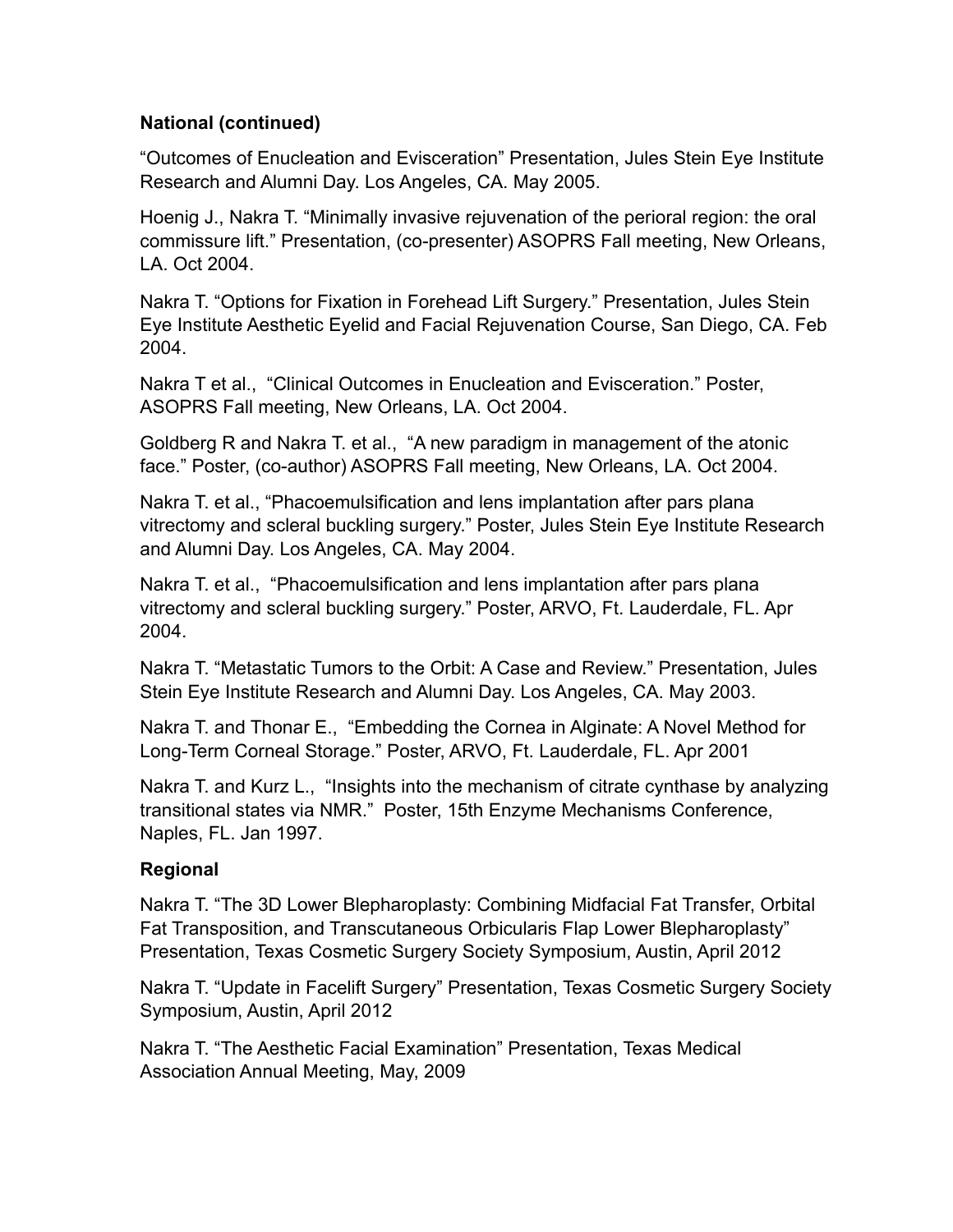**National (continued)**

“Outcomes of Enucleation and Evisceration” Presentation, Jules Stein Eye Institute Research and Alumni Day. Los Angeles, CA. May 2005.

Hoenig J., Nakra T. “Minimally invasive rejuvenation of the perioral region: the oral commissure lift.” Presentation, (co-presenter) ASOPRS Fall meeting, New Orleans, LA. Oct 2004.

Nakra T. “Options for Fixation in Forehead Lift Surgery.” Presentation, Jules Stein Eye Institute Aesthetic Eyelid and Facial Rejuvenation Course, San Diego, CA. Feb 2004.

Nakra T et al., “Clinical Outcomes in Enucleation and Evisceration.” Poster, ASOPRS Fall meeting, New Orleans, LA. Oct 2004.

Goldberg R and Nakra T. et al., “A new paradigm in management of the atonic face.” Poster, (co-author) ASOPRS Fall meeting, New Orleans, LA. Oct 2004.

Nakra T. et al., “Phacoemulsification and lens implantation after pars plana vitrectomy and scleral buckling surgery.” Poster, Jules Stein Eye Institute Research and Alumni Day. Los Angeles, CA. May 2004.

Nakra T. et al., “Phacoemulsification and lens implantation after pars plana vitrectomy and scleral buckling surgery.” Poster, ARVO, Ft. Lauderdale, FL. Apr 2004.

Nakra T. “Metastatic Tumors to the Orbit: A Case and Review.” Presentation, Jules Stein Eye Institute Research and Alumni Day. Los Angeles, CA. May 2003.

Nakra T. and Thonar E., “Embedding the Cornea in Alginate: A Novel Method for Long-Term Corneal Storage.” Poster, ARVO, Ft. Lauderdale, FL. Apr 2001

Nakra T. and Kurz L., “Insights into the mechanism of citrate cynthase by analyzing transitional states via NMR.” Poster, 15th Enzyme Mechanisms Conference, Naples, FL. Jan 1997.

**Regional**

Nakra T. “The 3D Lower Blepharoplasty: Combining Midfacial Fat Transfer, Orbital Fat Transposition, and Transcutaneous Orbicularis Flap Lower Blepharoplasty” Presentation, Texas Cosmetic Surgery Society Symposium, Austin, April 2012

Nakra T. “Update in Facelift Surgery” Presentation, Texas Cosmetic Surgery Society Symposium, Austin, April 2012

Nakra T. “The Aesthetic Facial Examination” Presentation, Texas Medical Association Annual Meeting, May, 2009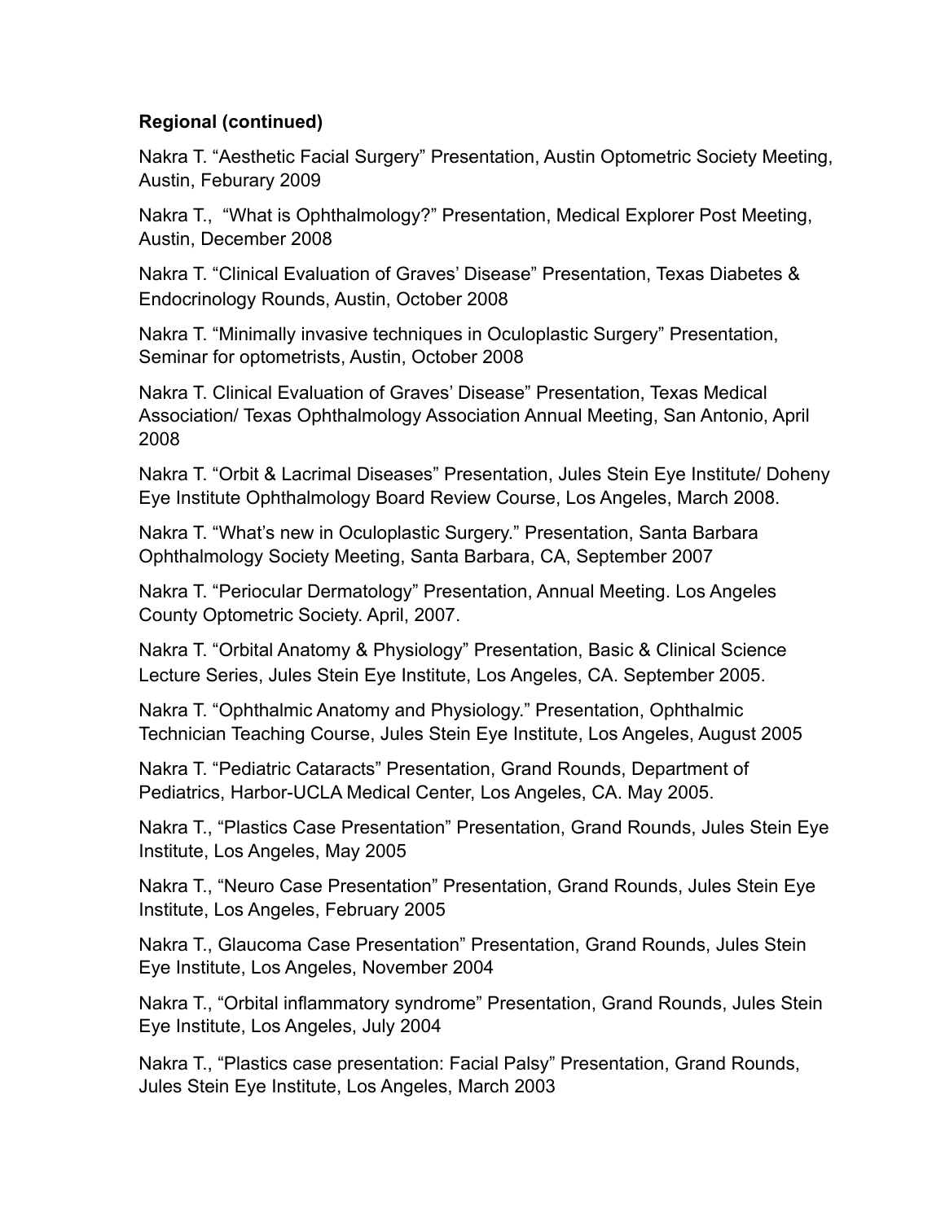**Regional (continued)**

Nakra T. "Aesthetic Facial Surgery" Presentation, Austin Optometric Society Meeting, Austin, Feburary 2009

Nakra T., "What is Ophthalmology?" Presentation, Medical Explorer Post Meeting, Austin, December 2008

Nakra T. "Clinical Evaluation of Graves' Disease" Presentation, Texas Diabetes & Endocrinology Rounds, Austin, October 2008

Nakra T. "Minimally invasive techniques in Oculoplastic Surgery" Presentation, Seminar for optometrists, Austin, October 2008

Nakra T. Clinical Evaluation of Graves' Disease" Presentation, Texas Medical Association/ Texas Ophthalmology Association Annual Meeting, San Antonio, April 2008

Nakra T. "Orbit & Lacrimal Diseases" Presentation, Jules Stein Eye Institute/ Doheny Eye Institute Ophthalmology Board Review Course, Los Angeles, March 2008.

Nakra T. "What's new in Oculoplastic Surgery." Presentation, Santa Barbara Ophthalmology Society Meeting, Santa Barbara, CA, September 2007

Nakra T. "Periocular Dermatology" Presentation, Annual Meeting. Los Angeles County Optometric Society. April, 2007.

Nakra T. "Orbital Anatomy & Physiology" Presentation, Basic & Clinical Science Lecture Series, Jules Stein Eye Institute, Los Angeles, CA. September 2005.

Nakra T. "Ophthalmic Anatomy and Physiology." Presentation, Ophthalmic Technician Teaching Course, Jules Stein Eye Institute, Los Angeles, August 2005

Nakra T. "Pediatric Cataracts" Presentation, Grand Rounds, Department of Pediatrics, Harbor-UCLA Medical Center, Los Angeles, CA. May 2005.

Nakra T., "Plastics Case Presentation" Presentation, Grand Rounds, Jules Stein Eye Institute, Los Angeles, May 2005

Nakra T., "Neuro Case Presentation" Presentation, Grand Rounds, Jules Stein Eye Institute, Los Angeles, February 2005

Nakra T., Glaucoma Case Presentation" Presentation, Grand Rounds, Jules Stein Eye Institute, Los Angeles, November 2004

Nakra T., "Orbital inflammatory syndrome" Presentation, Grand Rounds, Jules Stein Eye Institute, Los Angeles, July 2004

Nakra T., "Plastics case presentation: Facial Palsy" Presentation, Grand Rounds, Jules Stein Eye Institute, Los Angeles, March 2003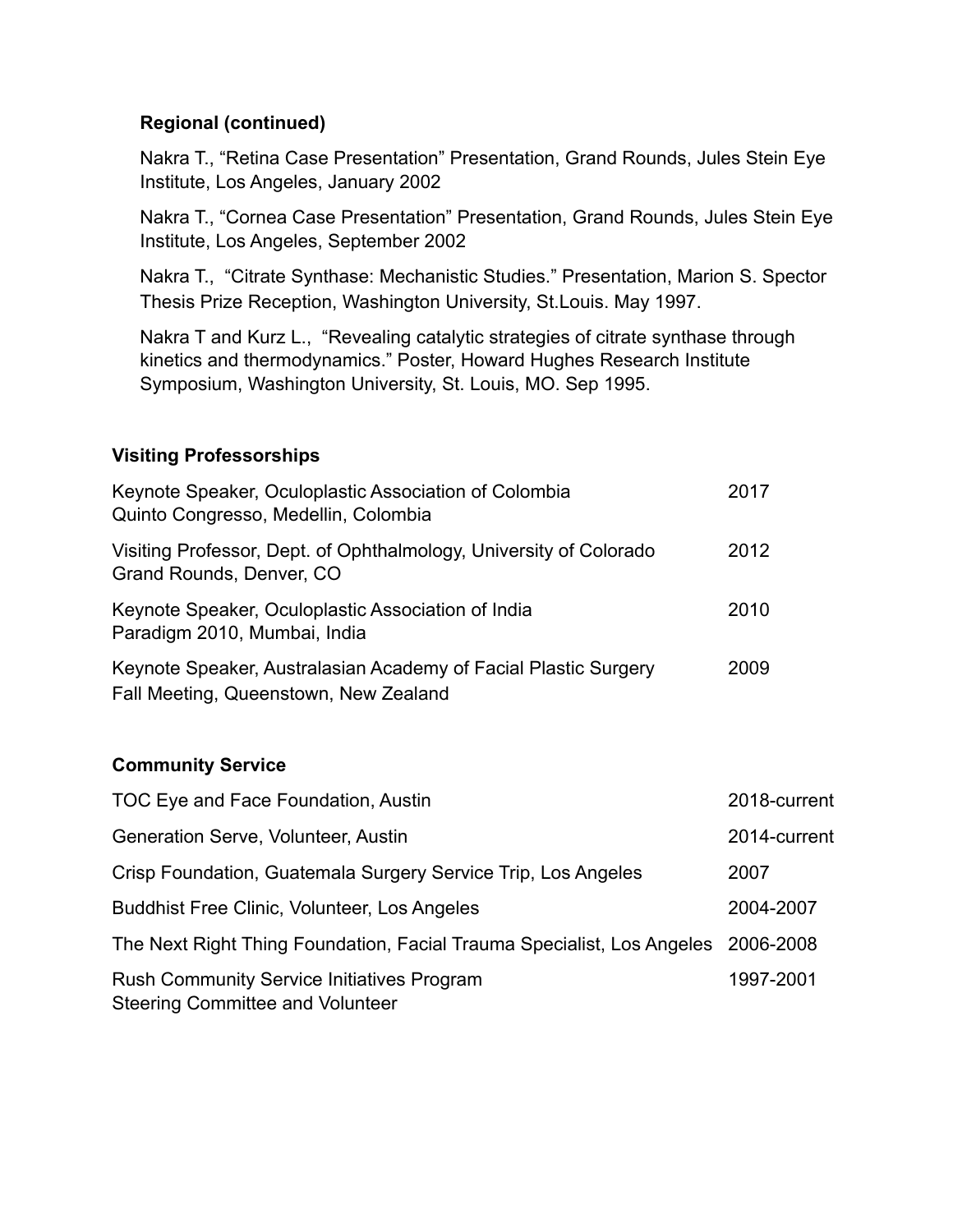### Regional (continued)

Nakra T., "Retina Case Presentation" Presentation, Grand Rounds, Jules Stein Eye Institute, Los Angeles, January 2002

Nakra T., "Cornea Case Presentation" Presentation, Grand Rounds, Jules Stein Eye Institute, Los Angeles, September 2002

Nakra T., "Citrate Synthase: Mechanistic Studies." Presentation, Marion S. Spector Thesis Prize Reception, Washington University, St.Louis. May 1997.

Nakra T and Kurz L., "Revealing catalytic strategies of citrate synthase through kinetics and thermodynamics." Poster, Howard Hughes Research Institute Symposium, Washington University, St. Louis, MO. Sep 1995.

## Visiting Professorships

| | |
|---|---|
| Keynote Speaker, Oculoplastic Association of Colombia<br>Quinto Congresso, Medellin, Colombia | 2017 |
| Visiting Professor, Dept. of Ophthalmology, University of Colorado<br>Grand Rounds, Denver, CO | 2012 |
| Keynote Speaker, Oculoplastic Association of India<br>Paradigm 2010, Mumbai, India | 2010 |
| Keynote Speaker, Australasian Academy of Facial Plastic Surgery<br>Fall Meeting, Queenstown, New Zealand | 2009 |

## Community Service

| | |
|---|---|
| TOC Eye and Face Foundation, Austin | 2018-current |
| Generation Serve, Volunteer, Austin | 2014-current |
| Crisp Foundation, Guatemala Surgery Service Trip, Los Angeles | 2007 |
| Buddhist Free Clinic, Volunteer, Los Angeles | 2004-2007 |
| The Next Right Thing Foundation, Facial Trauma Specialist, Los Angeles | 2006-2008 |
| Rush Community Service Initiatives Program<br>Steering Committee and Volunteer | 1997-2001 |